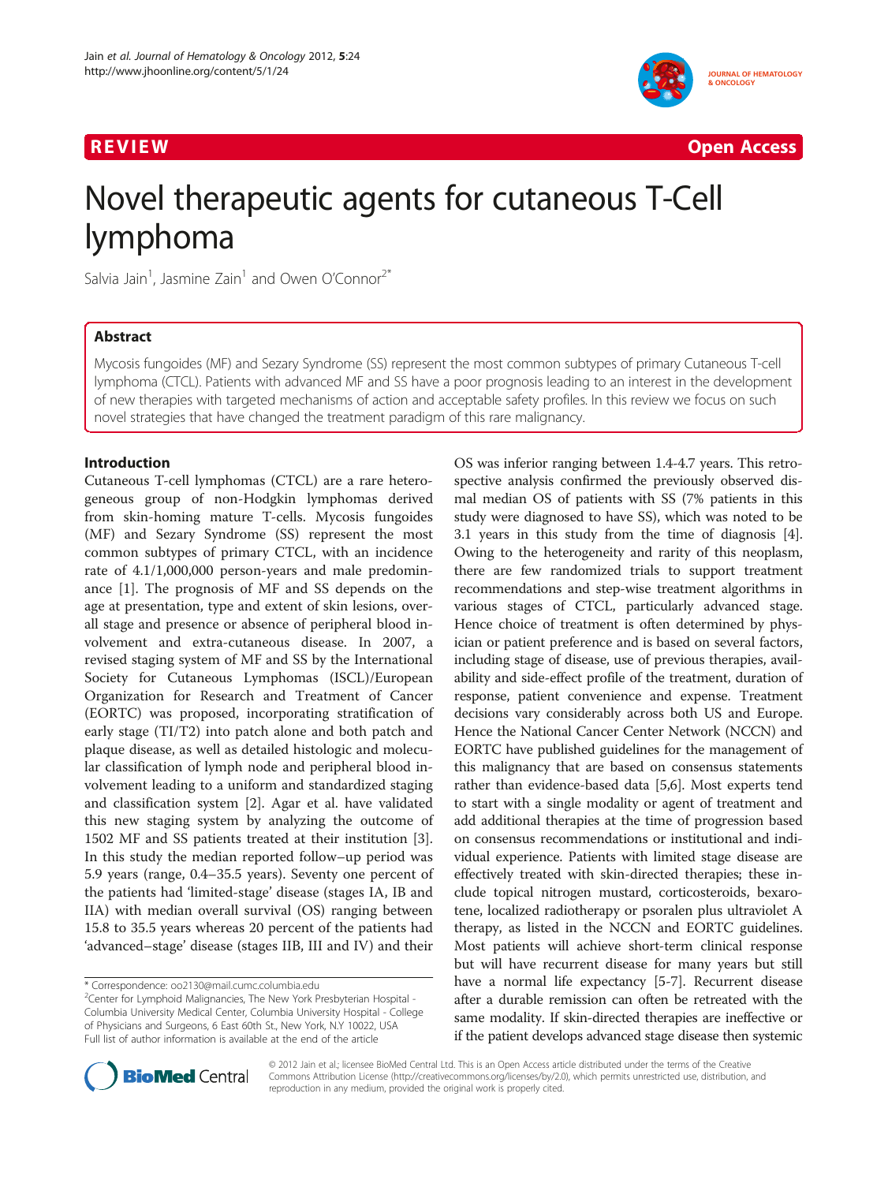REVIEW Open Access

# Novel therapeutic agents for cutaneous T-Cell lymphoma

Salvia Jain[1], Jasmine Zain[1] and Owen O'Connor[2*]

## Abstract

Mycosis fungoides (MF) and Sezary Syndrome (SS) represent the most common subtypes of primary Cutaneous T-cell lymphoma (CTCL). Patients with advanced MF and SS have a poor prognosis leading to an interest in the development of new therapies with targeted mechanisms of action and acceptable safety profiles. In this review we focus on such novel strategies that have changed the treatment paradigm of this rare malignancy.

## Introduction

Cutaneous T-cell lymphomas (CTCL) are a rare heterogeneous group of non-Hodgkin lymphomas derived from skin-homing mature T-cells. Mycosis fungoides (MF) and Sezary Syndrome (SS) represent the most common subtypes of primary CTCL, with an incidence rate of 4.1/1,000,000 person-years and male predominance [1]. The prognosis of MF and SS depends on the age at presentation, type and extent of skin lesions, overall stage and presence or absence of peripheral blood involvement and extra-cutaneous disease. In 2007, a revised staging system of MF and SS by the International Society for Cutaneous Lymphomas (ISCL)/European Organization for Research and Treatment of Cancer (EORTC) was proposed, incorporating stratification of early stage (TI/T2) into patch alone and both patch and plaque disease, as well as detailed histologic and molecular classification of lymph node and peripheral blood involvement leading to a uniform and standardized staging and classification system [2]. Agar et al. have validated this new staging system by analyzing the outcome of 1502 MF and SS patients treated at their institution [3]. In this study the median reported follow–up period was 5.9 years (range, 0.4–35.5 years). Seventy one percent of the patients had 'limited-stage' disease (stages IA, IB and IIA) with median overall survival (OS) ranging between 15.8 to 35.5 years whereas 20 percent of the patients had 'advanced–stage' disease (stages IIB, III and IV) and their OS was inferior ranging between 1.4-4.7 years. This retrospective analysis confirmed the previously observed dismal median OS of patients with SS (7% patients in this study were diagnosed to have SS), which was noted to be 3.1 years in this study from the time of diagnosis [4]. Owing to the heterogeneity and rarity of this neoplasm, there are few randomized trials to support treatment recommendations and step-wise treatment algorithms in various stages of CTCL, particularly advanced stage. Hence choice of treatment is often determined by physician or patient preference and is based on several factors, including stage of disease, use of previous therapies, availability and side-effect profile of the treatment, duration of response, patient convenience and expense. Treatment decisions vary considerably across both US and Europe. Hence the National Cancer Center Network (NCCN) and EORTC have published guidelines for the management of this malignancy that are based on consensus statements rather than evidence-based data [5,6]. Most experts tend to start with a single modality or agent of treatment and add additional therapies at the time of progression based on consensus recommendations or institutional and individual experience. Patients with limited stage disease are effectively treated with skin-directed therapies; these include topical nitrogen mustard, corticosteroids, bexarotene, localized radiotherapy or psoralen plus ultraviolet A therapy, as listed in the NCCN and EORTC guidelines. Most patients will achieve short-term clinical response but will have recurrent disease for many years but still have a normal life expectancy [5-7]. Recurrent disease after a durable remission can often be retreated with the same modality. If skin-directed therapies are ineffective or if the patient develops advanced stage disease then systemic

\* Correspondence: oo2130@mail.cumc.columbia.edu
[2]Center for Lymphoid Malignancies, The New York Presbyterian Hospital - Columbia University Medical Center, Columbia University Hospital - College of Physicians and Surgeons, 6 East 60th St., New York, N.Y 10022, USA
Full list of author information is available at the end of the article

© 2012 Jain et al.; licensee BioMed Central Ltd. This is an Open Access article distributed under the terms of the Creative Commons Attribution License (http://creativecommons.org/licenses/by/2.0), which permits unrestricted use, distribution, and reproduction in any medium, provided the original work is properly cited.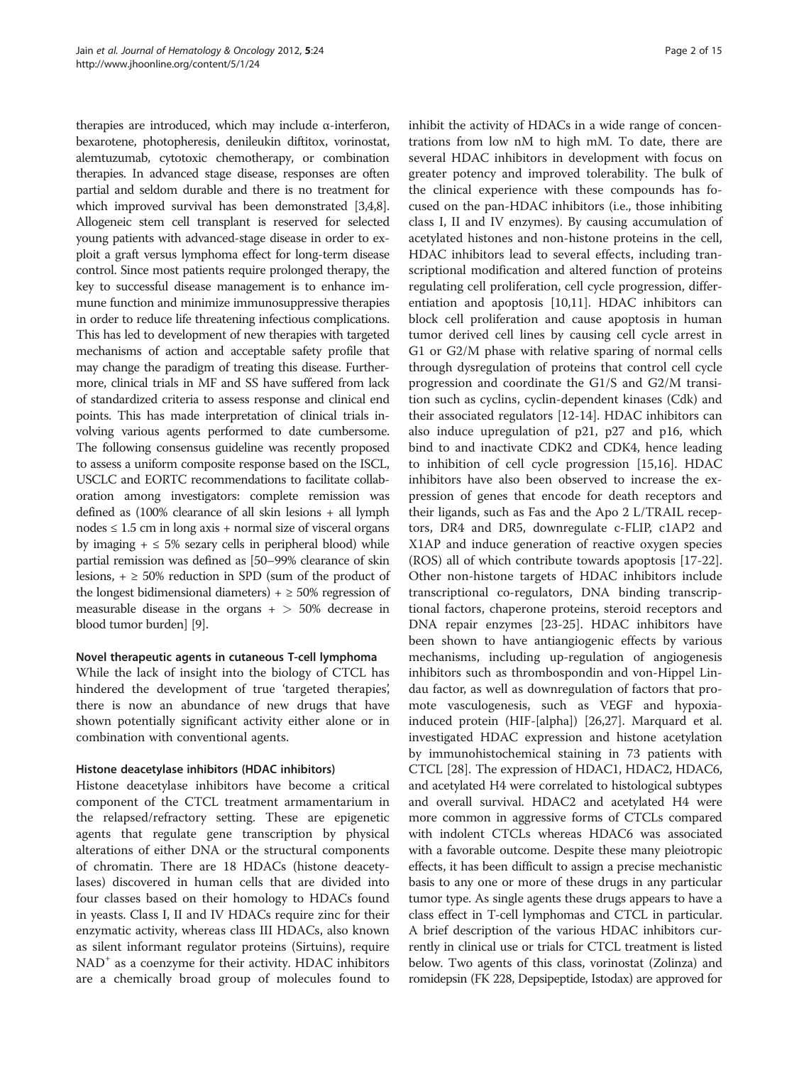therapies are introduced, which may include α-interferon, bexarotene, photopheresis, denileukin diftitox, vorinostat, alemtuzumab, cytotoxic chemotherapy, or combination therapies. In advanced stage disease, responses are often partial and seldom durable and there is no treatment for which improved survival has been demonstrated [3,4,8]. Allogeneic stem cell transplant is reserved for selected young patients with advanced-stage disease in order to exploit a graft versus lymphoma effect for long-term disease control. Since most patients require prolonged therapy, the key to successful disease management is to enhance immune function and minimize immunosuppressive therapies in order to reduce life threatening infectious complications. This has led to development of new therapies with targeted mechanisms of action and acceptable safety profile that may change the paradigm of treating this disease. Furthermore, clinical trials in MF and SS have suffered from lack of standardized criteria to assess response and clinical end points. This has made interpretation of clinical trials involving various agents performed to date cumbersome. The following consensus guideline was recently proposed to assess a uniform composite response based on the ISCL, USCLC and EORTC recommendations to facilitate collaboration among investigators: complete remission was defined as (100% clearance of all skin lesions + all lymph nodes ≤ 1.5 cm in long axis + normal size of visceral organs by imaging + ≤ 5% sezary cells in peripheral blood) while partial remission was defined as [50–99% clearance of skin lesions, + ≥ 50% reduction in SPD (sum of the product of the longest bidimensional diameters) + ≥ 50% regression of measurable disease in the organs + > 50% decrease in blood tumor burden] [9].

### Novel therapeutic agents in cutaneous T-cell lymphoma

While the lack of insight into the biology of CTCL has hindered the development of true 'targeted therapies', there is now an abundance of new drugs that have shown potentially significant activity either alone or in combination with conventional agents.

### Histone deacetylase inhibitors (HDAC inhibitors)

Histone deacetylase inhibitors have become a critical component of the CTCL treatment armamentarium in the relapsed/refractory setting. These are epigenetic agents that regulate gene transcription by physical alterations of either DNA or the structural components of chromatin. There are 18 HDACs (histone deacetylases) discovered in human cells that are divided into four classes based on their homology to HDACs found in yeasts. Class I, II and IV HDACs require zinc for their enzymatic activity, whereas class III HDACs, also known as silent informant regulator proteins (Sirtuins), require $NAD^+$ as a coenzyme for their activity. HDAC inhibitors are a chemically broad group of molecules found to inhibit the activity of HDACs in a wide range of concentrations from low nM to high mM. To date, there are several HDAC inhibitors in development with focus on greater potency and improved tolerability. The bulk of the clinical experience with these compounds has focused on the pan-HDAC inhibitors (i.e., those inhibiting class I, II and IV enzymes). By causing accumulation of acetylated histones and non-histone proteins in the cell, HDAC inhibitors lead to several effects, including transcriptional modification and altered function of proteins regulating cell proliferation, cell cycle progression, differentiation and apoptosis [10,11]. HDAC inhibitors can block cell proliferation and cause apoptosis in human tumor derived cell lines by causing cell cycle arrest in G1 or G2/M phase with relative sparing of normal cells through dysregulation of proteins that control cell cycle progression and coordinate the G1/S and G2/M transition such as cyclins, cyclin-dependent kinases (Cdk) and their associated regulators [12-14]. HDAC inhibitors can also induce upregulation of p21, p27 and p16, which bind to and inactivate CDK2 and CDK4, hence leading to inhibition of cell cycle progression [15,16]. HDAC inhibitors have also been observed to increase the expression of genes that encode for death receptors and their ligands, such as Fas and the Apo 2 L/TRAIL receptors, DR4 and DR5, downregulate c-FLIP, c1AP2 and X1AP and induce generation of reactive oxygen species (ROS) all of which contribute towards apoptosis [17-22]. Other non-histone targets of HDAC inhibitors include transcriptional co-regulators, DNA binding transcriptional factors, chaperone proteins, steroid receptors and DNA repair enzymes [23-25]. HDAC inhibitors have been shown to have antiangiogenic effects by various mechanisms, including up-regulation of angiogenesis inhibitors such as thrombospondin and von-Hippel Lindau factor, as well as downregulation of factors that promote vasculogenesis, such as VEGF and hypoxia-induced protein (HIF-[alpha]) [26,27]. Marquard et al. investigated HDAC expression and histone acetylation by immunohistochemical staining in 73 patients with CTCL [28]. The expression of HDAC1, HDAC2, HDAC6, and acetylated H4 were correlated to histological subtypes and overall survival. HDAC2 and acetylated H4 were more common in aggressive forms of CTCLs compared with indolent CTCLs whereas HDAC6 was associated with a favorable outcome. Despite these many pleiotropic effects, it has been difficult to assign a precise mechanistic basis to any one or more of these drugs in any particular tumor type. As single agents these drugs appears to have a class effect in T-cell lymphomas and CTCL in particular. A brief description of the various HDAC inhibitors currently in clinical use or trials for CTCL treatment is listed below. Two agents of this class, vorinostat (Zolinza) and romidepsin (FK 228, Depsipeptide, Istodax) are approved for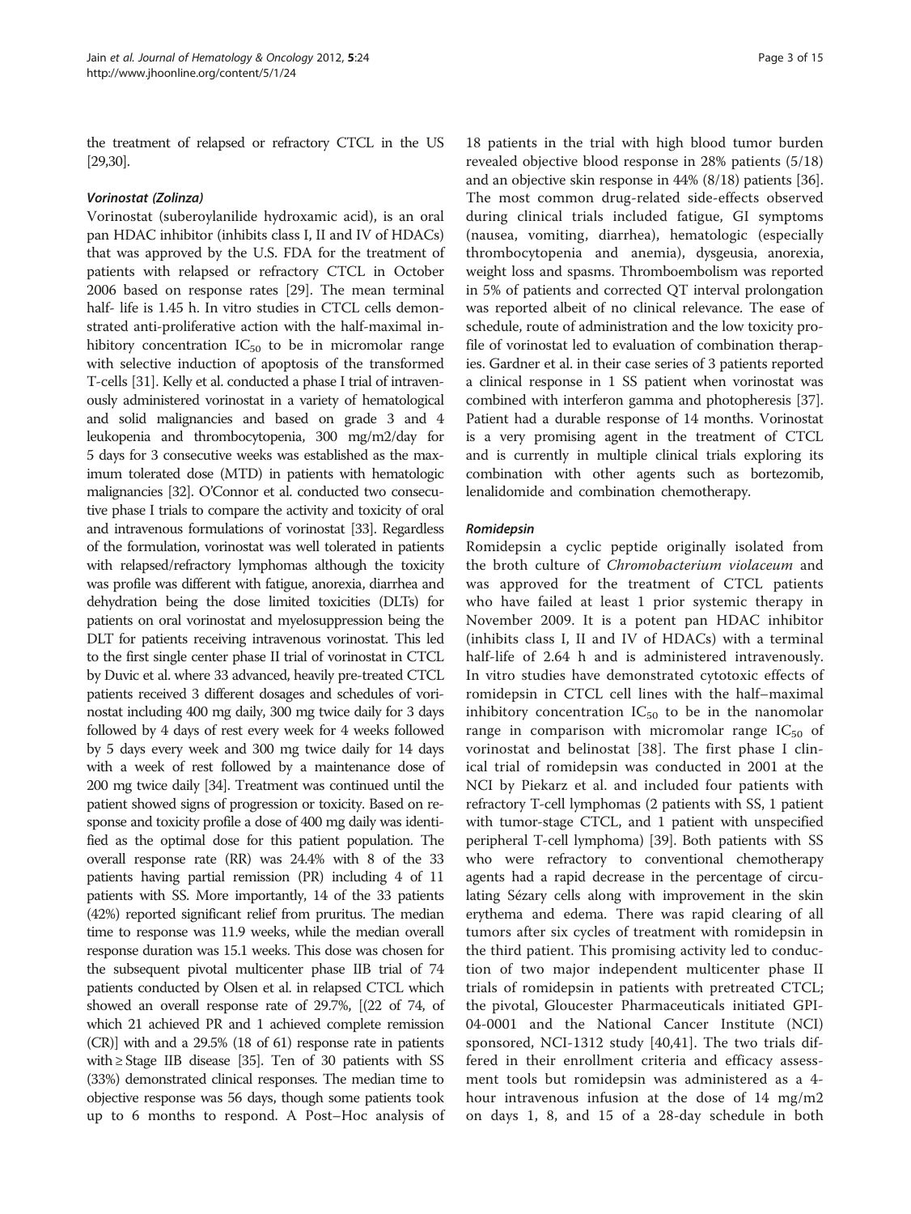the treatment of relapsed or refractory CTCL in the US [29,30].

### *Vorinostat (Zolinza)*

Vorinostat (suberoylanilide hydroxamic acid), is an oral pan HDAC inhibitor (inhibits class I, II and IV of HDACs) that was approved by the U.S. FDA for the treatment of patients with relapsed or refractory CTCL in October 2006 based on response rates [29]. The mean terminal half- life is 1.45 h. In vitro studies in CTCL cells demonstrated anti-proliferative action with the half-maximal inhibitory concentration $IC_{50}$ to be in micromolar range with selective induction of apoptosis of the transformed T-cells [31]. Kelly et al. conducted a phase I trial of intravenously administered vorinostat in a variety of hematological and solid malignancies and based on grade 3 and 4 leukopenia and thrombocytopenia, 300 mg/m2/day for 5 days for 3 consecutive weeks was established as the maximum tolerated dose (MTD) in patients with hematologic malignancies [32]. O'Connor et al. conducted two consecutive phase I trials to compare the activity and toxicity of oral and intravenous formulations of vorinostat [33]. Regardless of the formulation, vorinostat was well tolerated in patients with relapsed/refractory lymphomas although the toxicity was profile was different with fatigue, anorexia, diarrhea and dehydration being the dose limited toxicities (DLTs) for patients on oral vorinostat and myelosuppression being the DLT for patients receiving intravenous vorinostat. This led to the first single center phase II trial of vorinostat in CTCL by Duvic et al. where 33 advanced, heavily pre-treated CTCL patients received 3 different dosages and schedules of vorinostat including 400 mg daily, 300 mg twice daily for 3 days followed by 4 days of rest every week for 4 weeks followed by 5 days every week and 300 mg twice daily for 14 days with a week of rest followed by a maintenance dose of 200 mg twice daily [34]. Treatment was continued until the patient showed signs of progression or toxicity. Based on response and toxicity profile a dose of 400 mg daily was identified as the optimal dose for this patient population. The overall response rate (RR) was 24.4% with 8 of the 33 patients having partial remission (PR) including 4 of 11 patients with SS. More importantly, 14 of the 33 patients (42%) reported significant relief from pruritus. The median time to response was 11.9 weeks, while the median overall response duration was 15.1 weeks. This dose was chosen for the subsequent pivotal multicenter phase IIB trial of 74 patients conducted by Olsen et al. in relapsed CTCL which showed an overall response rate of 29.7%, [(22 of 74, of which 21 achieved PR and 1 achieved complete remission (CR)] with and a 29.5% (18 of 61) response rate in patients with ≥ Stage IIB disease [35]. Ten of 30 patients with SS (33%) demonstrated clinical responses. The median time to objective response was 56 days, though some patients took up to 6 months to respond. A Post–Hoc analysis of 18 patients in the trial with high blood tumor burden revealed objective blood response in 28% patients (5/18) and an objective skin response in 44% (8/18) patients [36]. The most common drug-related side-effects observed during clinical trials included fatigue, GI symptoms (nausea, vomiting, diarrhea), hematologic (especially thrombocytopenia and anemia), dysgeusia, anorexia, weight loss and spasms. Thromboembolism was reported in 5% of patients and corrected QT interval prolongation was reported albeit of no clinical relevance. The ease of schedule, route of administration and the low toxicity profile of vorinostat led to evaluation of combination therapies. Gardner et al. in their case series of 3 patients reported a clinical response in 1 SS patient when vorinostat was combined with interferon gamma and photopheresis [37]. Patient had a durable response of 14 months. Vorinostat is a very promising agent in the treatment of CTCL and is currently in multiple clinical trials exploring its combination with other agents such as bortezomib, lenalidomide and combination chemotherapy.

### *Romidepsin*

Romidepsin a cyclic peptide originally isolated from the broth culture of *Chromobacterium violaceum* and was approved for the treatment of CTCL patients who have failed at least 1 prior systemic therapy in November 2009. It is a potent pan HDAC inhibitor (inhibits class I, II and IV of HDACs) with a terminal half-life of 2.64 h and is administered intravenously. In vitro studies have demonstrated cytotoxic effects of romidepsin in CTCL cell lines with the half–maximal inhibitory concentration $IC_{50}$ to be in the nanomolar range in comparison with micromolar range $IC_{50}$ of vorinostat and belinostat [38]. The first phase I clinical trial of romidepsin was conducted in 2001 at the NCI by Piekarz et al. and included four patients with refractory T-cell lymphomas (2 patients with SS, 1 patient with tumor-stage CTCL, and 1 patient with unspecified peripheral T-cell lymphoma) [39]. Both patients with SS who were refractory to conventional chemotherapy agents had a rapid decrease in the percentage of circulating Sézary cells along with improvement in the skin erythema and edema. There was rapid clearing of all tumors after six cycles of treatment with romidepsin in the third patient. This promising activity led to conduction of two major independent multicenter phase II trials of romidepsin in patients with pretreated CTCL; the pivotal, Gloucester Pharmaceuticals initiated GPI-04-0001 and the National Cancer Institute (NCI) sponsored, NCI-1312 study [40,41]. The two trials differed in their enrollment criteria and efficacy assessment tools but romidepsin was administered as a 4-hour intravenous infusion at the dose of 14 mg/m2 on days 1, 8, and 15 of a 28-day schedule in both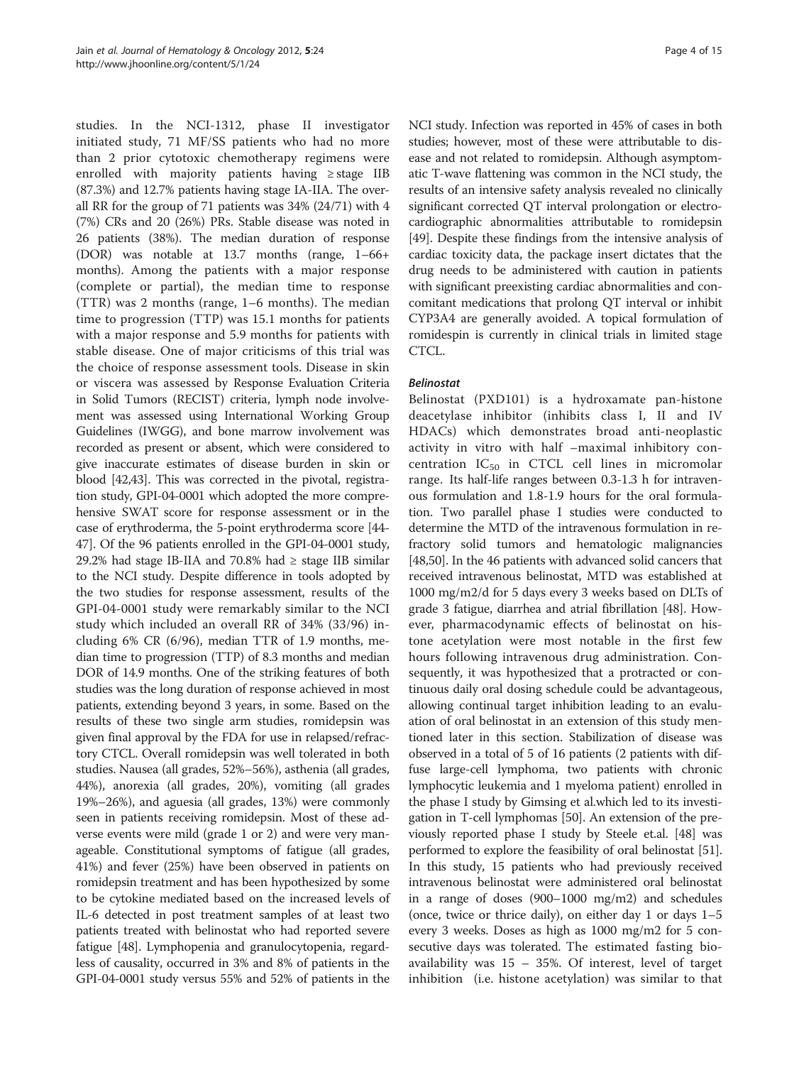studies. In the NCI-1312, phase II investigator initiated study, 71 MF/SS patients who had no more than 2 prior cytotoxic chemotherapy regimens were enrolled with majority patients having ≥ stage IIB (87.3%) and 12.7% patients having stage IA-IIA. The overall RR for the group of 71 patients was 34% (24/71) with 4 (7%) CRs and 20 (26%) PRs. Stable disease was noted in 26 patients (38%). The median duration of response (DOR) was notable at 13.7 months (range, 1–66+ months). Among the patients with a major response (complete or partial), the median time to response (TTR) was 2 months (range, 1–6 months). The median time to progression (TTP) was 15.1 months for patients with a major response and 5.9 months for patients with stable disease. One of major criticisms of this trial was the choice of response assessment tools. Disease in skin or viscera was assessed by Response Evaluation Criteria in Solid Tumors (RECIST) criteria, lymph node involvement was assessed using International Working Group Guidelines (IWGG), and bone marrow involvement was recorded as present or absent, which were considered to give inaccurate estimates of disease burden in skin or blood [42,43]. This was corrected in the pivotal, registration study, GPI-04-0001 which adopted the more comprehensive SWAT score for response assessment or in the case of erythroderma, the 5-point erythroderma score [44-47]. Of the 96 patients enrolled in the GPI-04-0001 study, 29.2% had stage IB-IIA and 70.8% had ≥ stage IIB similar to the NCI study. Despite difference in tools adopted by the two studies for response assessment, results of the GPI-04-0001 study were remarkably similar to the NCI study which included an overall RR of 34% (33/96) including 6% CR (6/96), median TTR of 1.9 months, median time to progression (TTP) of 8.3 months and median DOR of 14.9 months. One of the striking features of both studies was the long duration of response achieved in most patients, extending beyond 3 years, in some. Based on the results of these two single arm studies, romidepsin was given final approval by the FDA for use in relapsed/refractory CTCL. Overall romidepsin was well tolerated in both studies. Nausea (all grades, 52%–56%), asthenia (all grades, 44%), anorexia (all grades, 20%), vomiting (all grades 19%–26%), and aguesia (all grades, 13%) were commonly seen in patients receiving romidepsin. Most of these adverse events were mild (grade 1 or 2) and were very manageable. Constitutional symptoms of fatigue (all grades, 41%) and fever (25%) have been observed in patients on romidepsin treatment and has been hypothesized by some to be cytokine mediated based on the increased levels of IL-6 detected in post treatment samples of at least two patients treated with belinostat who had reported severe fatigue [48]. Lymphopenia and granulocytopenia, regardless of causality, occurred in 3% and 8% of patients in the GPI-04-0001 study versus 55% and 52% of patients in the NCI study. Infection was reported in 45% of cases in both studies; however, most of these were attributable to disease and not related to romidepsin. Although asymptomatic T-wave flattening was common in the NCI study, the results of an intensive safety analysis revealed no clinically significant corrected QT interval prolongation or electrocardiographic abnormalities attributable to romidepsin [49]. Despite these findings from the intensive analysis of cardiac toxicity data, the package insert dictates that the drug needs to be administered with caution in patients with significant preexisting cardiac abnormalities and concomitant medications that prolong QT interval or inhibit CYP3A4 are generally avoided. A topical formulation of romidespin is currently in clinical trials in limited stage CTCL.

### *Belinostat*

Belinostat (PXD101) is a hydroxamate pan-histone deacetylase inhibitor (inhibits class I, II and IV HDACs) which demonstrates broad anti-neoplastic activity in vitro with half –maximal inhibitory concentration $IC_{50}$ in CTCL cell lines in micromolar range. Its half-life ranges between 0.3-1.3 h for intravenous formulation and 1.8-1.9 hours for the oral formulation. Two parallel phase I studies were conducted to determine the MTD of the intravenous formulation in refractory solid tumors and hematologic malignancies [48,50]. In the 46 patients with advanced solid cancers that received intravenous belinostat, MTD was established at 1000 mg/m2/d for 5 days every 3 weeks based on DLTs of grade 3 fatigue, diarrhea and atrial fibrillation [48]. However, pharmacodynamic effects of belinostat on histone acetylation were most notable in the first few hours following intravenous drug administration. Consequently, it was hypothesized that a protracted or continuous daily oral dosing schedule could be advantageous, allowing continual target inhibition leading to an evaluation of oral belinostat in an extension of this study mentioned later in this section. Stabilization of disease was observed in a total of 5 of 16 patients (2 patients with diffuse large-cell lymphoma, two patients with chronic lymphocytic leukemia and 1 myeloma patient) enrolled in the phase I study by Gimsing et al.which led to its investigation in T-cell lymphomas [50]. An extension of the previously reported phase I study by Steele et.al. [48] was performed to explore the feasibility of oral belinostat [51]. In this study, 15 patients who had previously received intravenous belinostat were administered oral belinostat in a range of doses (900–1000 mg/m2) and schedules (once, twice or thrice daily), on either day 1 or days 1–5 every 3 weeks. Doses as high as 1000 mg/m2 for 5 consecutive days was tolerated. The estimated fasting bioavailability was 15 – 35%. Of interest, level of target inhibition (i.e. histone acetylation) was similar to that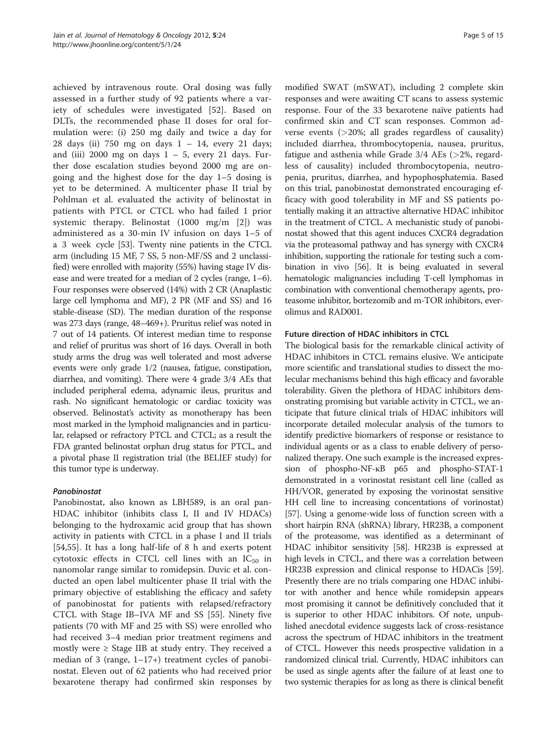achieved by intravenous route. Oral dosing was fully assessed in a further study of 92 patients where a variety of schedules were investigated [52]. Based on DLTs, the recommended phase II doses for oral formulation were: (i) 250 mg daily and twice a day for 28 days (ii) 750 mg on days 1 – 14, every 21 days; and (iii) 2000 mg on days 1 – 5, every 21 days. Further dose escalation studies beyond 2000 mg are ongoing and the highest dose for the day 1–5 dosing is yet to be determined. A multicenter phase II trial by Pohlman et al. evaluated the activity of belinostat in patients with PTCL or CTCL who had failed 1 prior systemic therapy. Belinostat (1000 mg/m [2]) was administered as a 30-min IV infusion on days 1–5 of a 3 week cycle [53]. Twenty nine patients in the CTCL arm (including 15 MF, 7 SS, 5 non-MF/SS and 2 unclassified) were enrolled with majority (55%) having stage IV disease and were treated for a median of 2 cycles (range, 1–6). Four responses were observed (14%) with 2 CR (Anaplastic large cell lymphoma and MF), 2 PR (MF and SS) and 16 stable-disease (SD). The median duration of the response was 273 days (range, 48–469+). Pruritus relief was noted in 7 out of 14 patients. Of interest median time to response and relief of pruritus was short of 16 days. Overall in both study arms the drug was well tolerated and most adverse events were only grade 1/2 (nausea, fatigue, constipation, diarrhea, and vomiting). There were 4 grade 3/4 AEs that included peripheral edema, adynamic ileus, pruritus and rash. No significant hematologic or cardiac toxicity was observed. Belinostat's activity as monotherapy has been most marked in the lymphoid malignancies and in particular, relapsed or refractory PTCL and CTCL; as a result the FDA granted belinostat orphan drug status for PTCL, and a pivotal phase II registration trial (the BELIEF study) for this tumor type is underway.

#### *Panobinostat*

Panobinostat, also known as LBH589, is an oral pan-HDAC inhibitor (inhibits class I, II and IV HDACs) belonging to the hydroxamic acid group that has shown activity in patients with CTCL in a phase I and II trials [54,55]. It has a long half-life of 8 h and exerts potent cytotoxic effects in CTCL cell lines with an $IC_{50}$ in nanomolar range similar to romidepsin. Duvic et al. conducted an open label multicenter phase II trial with the primary objective of establishing the efficacy and safety of panobinostat for patients with relapsed/refractory CTCL with Stage IB–IVA MF and SS [55]. Ninety five patients (70 with MF and 25 with SS) were enrolled who had received 3–4 median prior treatment regimens and mostly were ≥ Stage IIB at study entry. They received a median of 3 (range, 1–17+) treatment cycles of panobinostat. Eleven out of 62 patients who had received prior bexarotene therapy had confirmed skin responses by modified SWAT (mSWAT), including 2 complete skin responses and were awaiting CT scans to assess systemic response. Four of the 33 bexarotene naïve patients had confirmed skin and CT scan responses. Common adverse events (>20%; all grades regardless of causality) included diarrhea, thrombocytopenia, nausea, pruritus, fatigue and asthenia while Grade 3/4 AEs (>2%, regardless of causality) included thrombocytopenia, neutropenia, pruritus, diarrhea, and hypophosphatemia. Based on this trial, panobinostat demonstrated encouraging efficacy with good tolerability in MF and SS patients potentially making it an attractive alternative HDAC inhibitor in the treatment of CTCL. A mechanistic study of panobinostat showed that this agent induces CXCR4 degradation via the proteasomal pathway and has synergy with CXCR4 inhibition, supporting the rationale for testing such a combination in vivo [56]. It is being evaluated in several hematologic malignancies including T-cell lymphomas in combination with conventional chemotherapy agents, proteasome inhibitor, bortezomib and m-TOR inhibitors, everolimus and RAD001.

### Future direction of HDAC inhibitors in CTCL

The biological basis for the remarkable clinical activity of HDAC inhibitors in CTCL remains elusive. We anticipate more scientific and translational studies to dissect the molecular mechanisms behind this high efficacy and favorable tolerability. Given the plethora of HDAC inhibitors demonstrating promising but variable activity in CTCL, we anticipate that future clinical trials of HDAC inhibitors will incorporate detailed molecular analysis of the tumors to identify predictive biomarkers of response or resistance to individual agents or as a class to enable delivery of personalized therapy. One such example is the increased expression of phospho-NF-κB p65 and phospho-STAT-1 demonstrated in a vorinostat resistant cell line (called as HH/VOR, generated by exposing the vorinostat sensitive HH cell line to increasing concentrations of vorinostat) [57]. Using a genome-wide loss of function screen with a short hairpin RNA (shRNA) library, HR23B, a component of the proteasome, was identified as a determinant of HDAC inhibitor sensitivity [58]. HR23B is expressed at high levels in CTCL, and there was a correlation between HR23B expression and clinical response to HDACis [59]. Presently there are no trials comparing one HDAC inhibitor with another and hence while romidepsin appears most promising it cannot be definitively concluded that it is superior to other HDAC inhibitors. Of note, unpublished anecdotal evidence suggests lack of cross-resistance across the spectrum of HDAC inhibitors in the treatment of CTCL. However this needs prospective validation in a randomized clinical trial. Currently, HDAC inhibitors can be used as single agents after the failure of at least one to two systemic therapies for as long as there is clinical benefit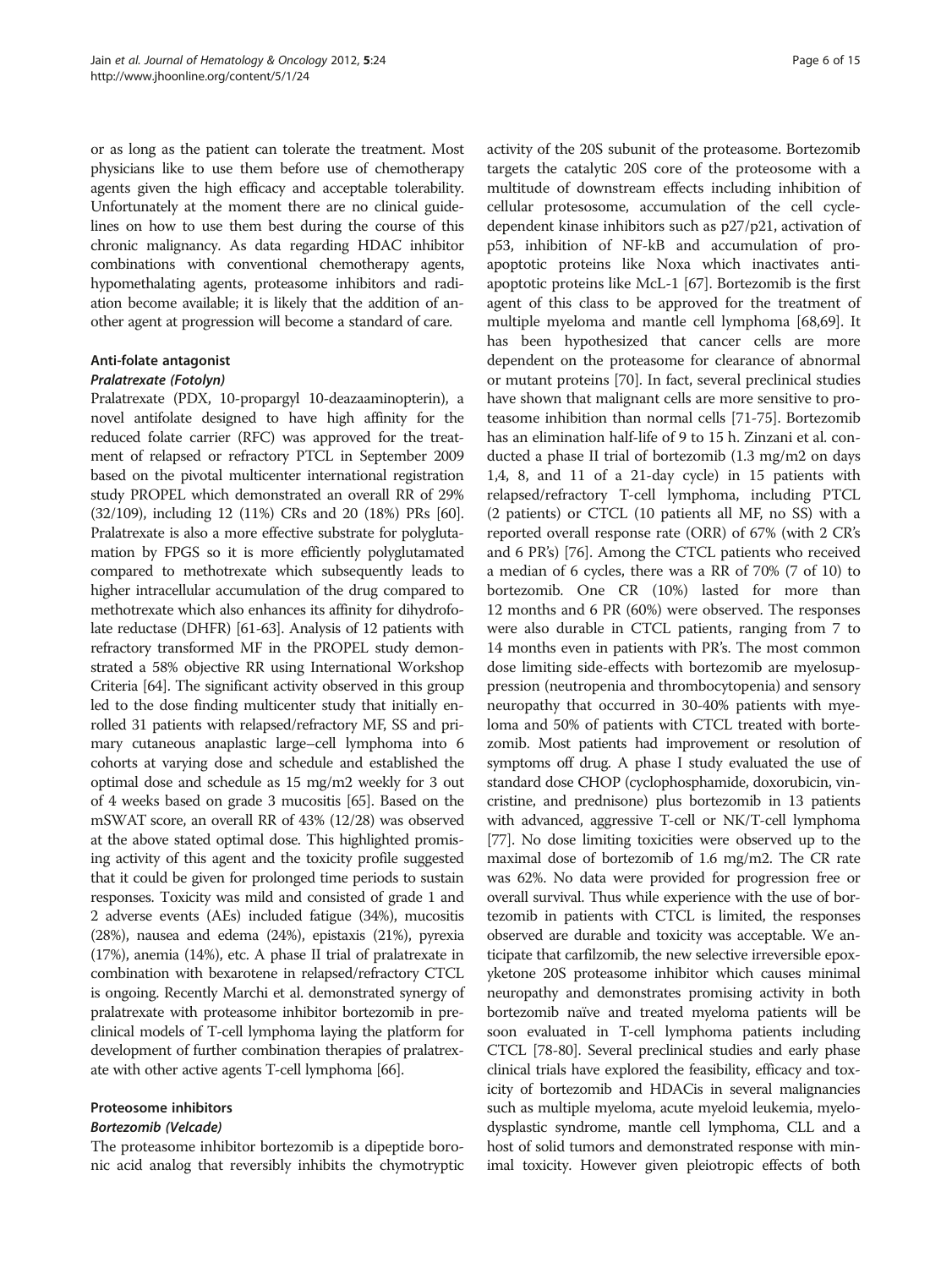or as long as the patient can tolerate the treatment. Most physicians like to use them before use of chemotherapy agents given the high efficacy and acceptable tolerability. Unfortunately at the moment there are no clinical guidelines on how to use them best during the course of this chronic malignancy. As data regarding HDAC inhibitor combinations with conventional chemotherapy agents, hypomethalating agents, proteasome inhibitors and radiation become available; it is likely that the addition of another agent at progression will become a standard of care.

### Anti-folate antagonist

#### *Pralatrexate (Fotolyn)*

Pralatrexate (PDX, 10-propargyl 10-deazaaminopterin), a novel antifolate designed to have high affinity for the reduced folate carrier (RFC) was approved for the treatment of relapsed or refractory PTCL in September 2009 based on the pivotal multicenter international registration study PROPEL which demonstrated an overall RR of 29% (32/109), including 12 (11%) CRs and 20 (18%) PRs [60]. Pralatrexate is also a more effective substrate for polyglutamation by FPGS so it is more efficiently polyglutamated compared to methotrexate which subsequently leads to higher intracellular accumulation of the drug compared to methotrexate which also enhances its affinity for dihydrofolate reductase (DHFR) [61-63]. Analysis of 12 patients with refractory transformed MF in the PROPEL study demonstrated a 58% objective RR using International Workshop Criteria [64]. The significant activity observed in this group led to the dose finding multicenter study that initially enrolled 31 patients with relapsed/refractory MF, SS and primary cutaneous anaplastic large–cell lymphoma into 6 cohorts at varying dose and schedule and established the optimal dose and schedule as 15 mg/m2 weekly for 3 out of 4 weeks based on grade 3 mucositis [65]. Based on the mSWAT score, an overall RR of 43% (12/28) was observed at the above stated optimal dose. This highlighted promising activity of this agent and the toxicity profile suggested that it could be given for prolonged time periods to sustain responses. Toxicity was mild and consisted of grade 1 and 2 adverse events (AEs) included fatigue (34%), mucositis (28%), nausea and edema (24%), epistaxis (21%), pyrexia (17%), anemia (14%), etc. A phase II trial of pralatrexate in combination with bexarotene in relapsed/refractory CTCL is ongoing. Recently Marchi et al. demonstrated synergy of pralatrexate with proteasome inhibitor bortezomib in preclinical models of T-cell lymphoma laying the platform for development of further combination therapies of pralatrexate with other active agents T-cell lymphoma [66].

### Proteosome inhibitors

#### *Bortezomib (Velcade)*

The proteasome inhibitor bortezomib is a dipeptide boronic acid analog that reversibly inhibits the chymotryptic activity of the 20S subunit of the proteasome. Bortezomib targets the catalytic 20S core of the proteosome with a multitude of downstream effects including inhibition of cellular protesosome, accumulation of the cell cycle-dependent kinase inhibitors such as p27/p21, activation of p53, inhibition of NF-kB and accumulation of pro-apoptotic proteins like Noxa which inactivates anti-apoptotic proteins like McL-1 [67]. Bortezomib is the first agent of this class to be approved for the treatment of multiple myeloma and mantle cell lymphoma [68,69]. It has been hypothesized that cancer cells are more dependent on the proteasome for clearance of abnormal or mutant proteins [70]. In fact, several preclinical studies have shown that malignant cells are more sensitive to proteasome inhibition than normal cells [71-75]. Bortezomib has an elimination half-life of 9 to 15 h. Zinzani et al. conducted a phase II trial of bortezomib (1.3 mg/m2 on days 1,4, 8, and 11 of a 21-day cycle) in 15 patients with relapsed/refractory T-cell lymphoma, including PTCL (2 patients) or CTCL (10 patients all MF, no SS) with a reported overall response rate (ORR) of 67% (with 2 CR's and 6 PR's) [76]. Among the CTCL patients who received a median of 6 cycles, there was a RR of 70% (7 of 10) to bortezomib. One CR (10%) lasted for more than 12 months and 6 PR (60%) were observed. The responses were also durable in CTCL patients, ranging from 7 to 14 months even in patients with PR's. The most common dose limiting side-effects with bortezomib are myelosuppression (neutropenia and thrombocytopenia) and sensory neuropathy that occurred in 30-40% patients with myeloma and 50% of patients with CTCL treated with bortezomib. Most patients had improvement or resolution of symptoms off drug. A phase I study evaluated the use of standard dose CHOP (cyclophosphamide, doxorubicin, vincristine, and prednisone) plus bortezomib in 13 patients with advanced, aggressive T-cell or NK/T-cell lymphoma [77]. No dose limiting toxicities were observed up to the maximal dose of bortezomib of 1.6 mg/m2. The CR rate was 62%. No data were provided for progression free or overall survival. Thus while experience with the use of bortezomib in patients with CTCL is limited, the responses observed are durable and toxicity was acceptable. We anticipate that carfilzomib, the new selective irreversible epoxyketone 20S proteasome inhibitor which causes minimal neuropathy and demonstrates promising activity in both bortezomib naïve and treated myeloma patients will be soon evaluated in T-cell lymphoma patients including CTCL [78-80]. Several preclinical studies and early phase clinical trials have explored the feasibility, efficacy and toxicity of bortezomib and HDACis in several malignancies such as multiple myeloma, acute myeloid leukemia, myelodysplastic syndrome, mantle cell lymphoma, CLL and a host of solid tumors and demonstrated response with minimal toxicity. However given pleiotropic effects of both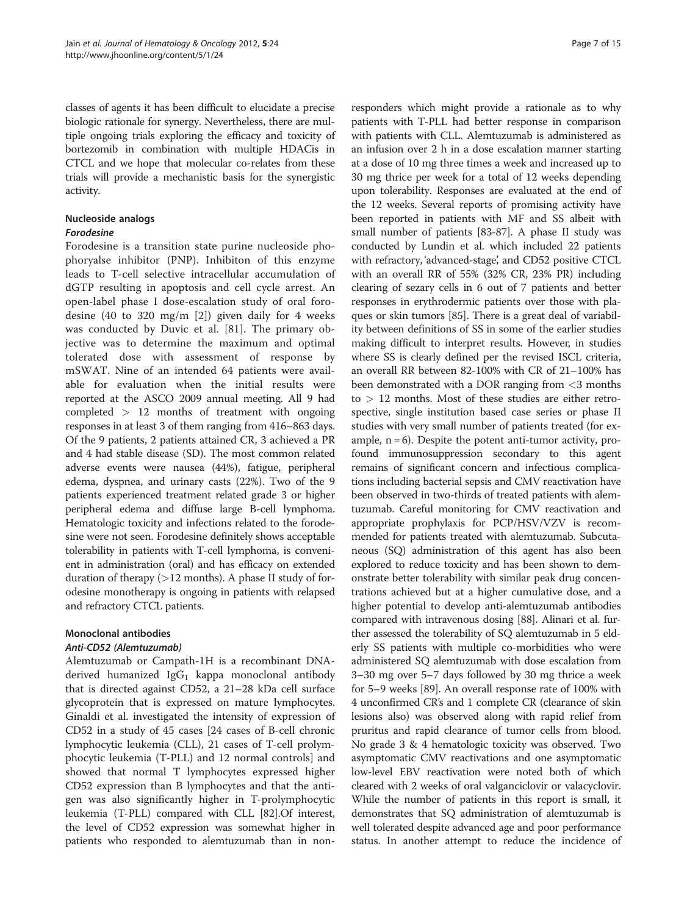classes of agents it has been difficult to elucidate a precise biologic rationale for synergy. Nevertheless, there are multiple ongoing trials exploring the efficacy and toxicity of bortezomib in combination with multiple HDACis in CTCL and we hope that molecular co-relates from these trials will provide a mechanistic basis for the synergistic activity.

## Nucleoside analogs

### *Forodesine*

Forodesine is a transition state purine nucleoside phophoryalse inhibitor (PNP). Inhibiton of this enzyme leads to T-cell selective intracellular accumulation of dGTP resulting in apoptosis and cell cycle arrest. An open-label phase I dose-escalation study of oral forodesine (40 to 320 mg/m [2]) given daily for 4 weeks was conducted by Duvic et al. [81]. The primary objective was to determine the maximum and optimal tolerated dose with assessment of response by mSWAT. Nine of an intended 64 patients were available for evaluation when the initial results were reported at the ASCO 2009 annual meeting. All 9 had completed > 12 months of treatment with ongoing responses in at least 3 of them ranging from 416–863 days. Of the 9 patients, 2 patients attained CR, 3 achieved a PR and 4 had stable disease (SD). The most common related adverse events were nausea (44%), fatigue, peripheral edema, dyspnea, and urinary casts (22%). Two of the 9 patients experienced treatment related grade 3 or higher peripheral edema and diffuse large B-cell lymphoma. Hematologic toxicity and infections related to the forodesine were not seen. Forodesine definitely shows acceptable tolerability in patients with T-cell lymphoma, is convenient in administration (oral) and has efficacy on extended duration of therapy (>12 months). A phase II study of forodesine monotherapy is ongoing in patients with relapsed and refractory CTCL patients.

## Monoclonal antibodies

### *Anti-CD52 (Alemtuzumab)*

Alemtuzumab or Campath-1H is a recombinant DNA-derived humanized $IgG_1$ kappa monoclonal antibody that is directed against CD52, a 21–28 kDa cell surface glycoprotein that is expressed on mature lymphocytes. Ginaldi et al. investigated the intensity of expression of CD52 in a study of 45 cases [24 cases of B-cell chronic lymphocytic leukemia (CLL), 21 cases of T-cell prolymphocytic leukemia (T-PLL) and 12 normal controls] and showed that normal T lymphocytes expressed higher CD52 expression than B lymphocytes and that the antigen was also significantly higher in T-prolymphocytic leukemia (T-PLL) compared with CLL [82].Of interest, the level of CD52 expression was somewhat higher in patients who responded to alemtuzumab than in non-responders which might provide a rationale as to why patients with T-PLL had better response in comparison with patients with CLL. Alemtuzumab is administered as an infusion over 2 h in a dose escalation manner starting at a dose of 10 mg three times a week and increased up to 30 mg thrice per week for a total of 12 weeks depending upon tolerability. Responses are evaluated at the end of the 12 weeks. Several reports of promising activity have been reported in patients with MF and SS albeit with small number of patients [83-87]. A phase II study was conducted by Lundin et al. which included 22 patients with refractory, 'advanced-stage', and CD52 positive CTCL with an overall RR of 55% (32% CR, 23% PR) including clearing of sezary cells in 6 out of 7 patients and better responses in erythrodermic patients over those with plaques or skin tumors [85]. There is a great deal of variability between definitions of SS in some of the earlier studies making difficult to interpret results. However, in studies where SS is clearly defined per the revised ISCL criteria, an overall RR between 82-100% with CR of 21–100% has been demonstrated with a DOR ranging from <3 months to > 12 months. Most of these studies are either retrospective, single institution based case series or phase II studies with very small number of patients treated (for example, n = 6). Despite the potent anti-tumor activity, profound immunosuppression secondary to this agent remains of significant concern and infectious complications including bacterial sepsis and CMV reactivation have been observed in two-thirds of treated patients with alemtuzumab. Careful monitoring for CMV reactivation and appropriate prophylaxis for PCP/HSV/VZV is recommended for patients treated with alemtuzumab. Subcutaneous (SQ) administration of this agent has also been explored to reduce toxicity and has been shown to demonstrate better tolerability with similar peak drug concentrations achieved but at a higher cumulative dose, and a higher potential to develop anti-alemtuzumab antibodies compared with intravenous dosing [88]. Alinari et al. further assessed the tolerability of SQ alemtuzumab in 5 elderly SS patients with multiple co-morbidities who were administered SQ alemtuzumab with dose escalation from 3–30 mg over 5–7 days followed by 30 mg thrice a week for 5–9 weeks [89]. An overall response rate of 100% with 4 unconfirmed CR's and 1 complete CR (clearance of skin lesions also) was observed along with rapid relief from pruritus and rapid clearance of tumor cells from blood. No grade 3 & 4 hematologic toxicity was observed. Two asymptomatic CMV reactivations and one asymptomatic low-level EBV reactivation were noted both of which cleared with 2 weeks of oral valganciclovir or valacyclovir. While the number of patients in this report is small, it demonstrates that SQ administration of alemtuzumab is well tolerated despite advanced age and poor performance status. In another attempt to reduce the incidence of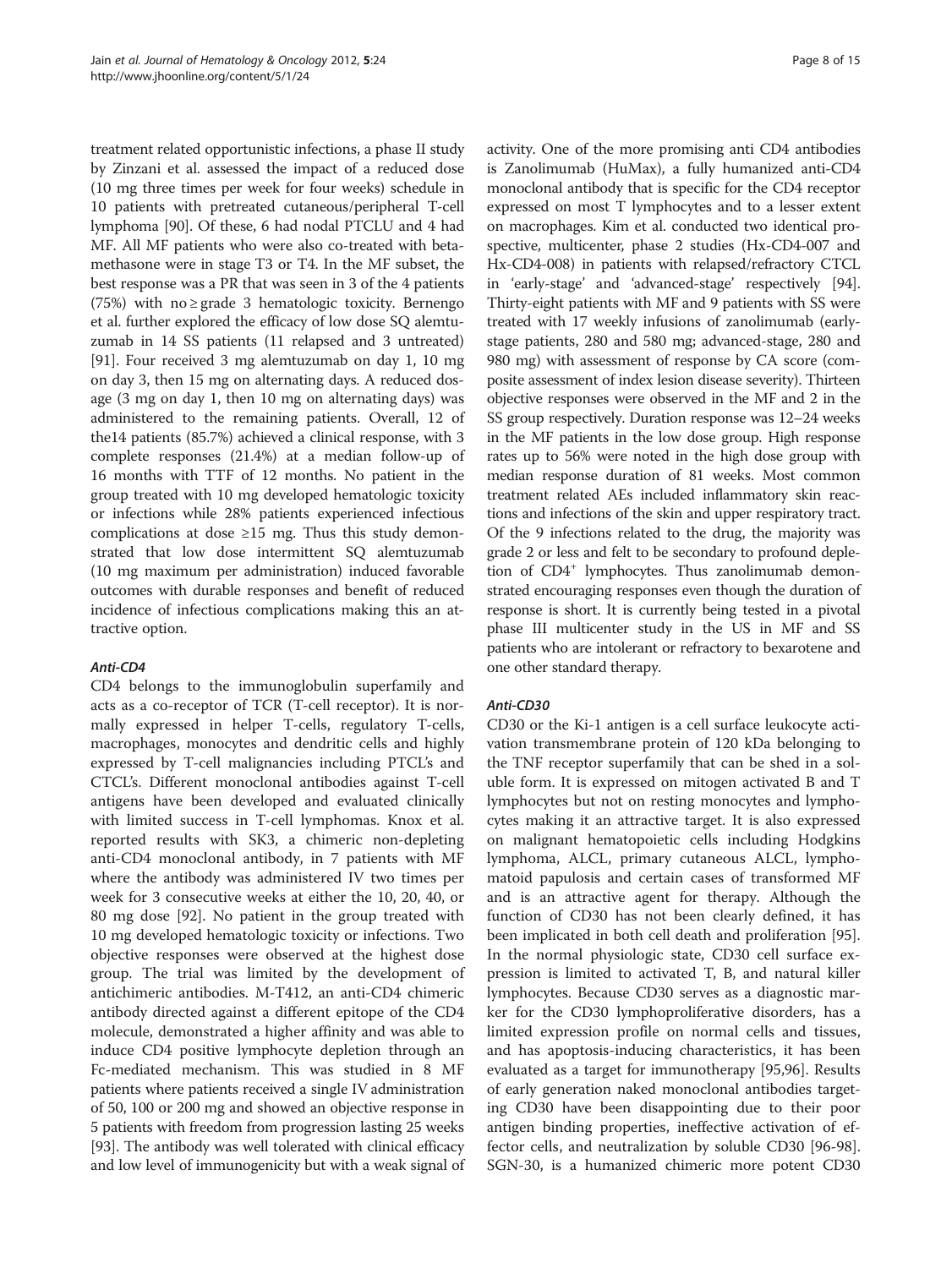treatment related opportunistic infections, a phase II study by Zinzani et al. assessed the impact of a reduced dose (10 mg three times per week for four weeks) schedule in 10 patients with pretreated cutaneous/peripheral T-cell lymphoma [90]. Of these, 6 had nodal PTCLU and 4 had MF. All MF patients who were also co-treated with betamethasone were in stage T3 or T4. In the MF subset, the best response was a PR that was seen in 3 of the 4 patients (75%) with no ≥ grade 3 hematologic toxicity. Bernengo et al. further explored the efficacy of low dose SQ alemtuzumab in 14 SS patients (11 relapsed and 3 untreated) [91]. Four received 3 mg alemtuzumab on day 1, 10 mg on day 3, then 15 mg on alternating days. A reduced dosage (3 mg on day 1, then 10 mg on alternating days) was administered to the remaining patients. Overall, 12 of the14 patients (85.7%) achieved a clinical response, with 3 complete responses (21.4%) at a median follow-up of 16 months with TTF of 12 months. No patient in the group treated with 10 mg developed hematologic toxicity or infections while 28% patients experienced infectious complications at dose ≥15 mg. Thus this study demonstrated that low dose intermittent SQ alemtuzumab (10 mg maximum per administration) induced favorable outcomes with durable responses and benefit of reduced incidence of infectious complications making this an attractive option.

### *Anti-CD4*

CD4 belongs to the immunoglobulin superfamily and acts as a co-receptor of TCR (T-cell receptor). It is normally expressed in helper T-cells, regulatory T-cells, macrophages, monocytes and dendritic cells and highly expressed by T-cell malignancies including PTCL's and CTCL's. Different monoclonal antibodies against T-cell antigens have been developed and evaluated clinically with limited success in T-cell lymphomas. Knox et al. reported results with SK3, a chimeric non-depleting anti-CD4 monoclonal antibody, in 7 patients with MF where the antibody was administered IV two times per week for 3 consecutive weeks at either the 10, 20, 40, or 80 mg dose [92]. No patient in the group treated with 10 mg developed hematologic toxicity or infections. Two objective responses were observed at the highest dose group. The trial was limited by the development of antichimeric antibodies. M-T412, an anti-CD4 chimeric antibody directed against a different epitope of the CD4 molecule, demonstrated a higher affinity and was able to induce CD4 positive lymphocyte depletion through an Fc-mediated mechanism. This was studied in 8 MF patients where patients received a single IV administration of 50, 100 or 200 mg and showed an objective response in 5 patients with freedom from progression lasting 25 weeks [93]. The antibody was well tolerated with clinical efficacy and low level of immunogenicity but with a weak signal of activity. One of the more promising anti CD4 antibodies is Zanolimumab (HuMax), a fully humanized anti-CD4 monoclonal antibody that is specific for the CD4 receptor expressed on most T lymphocytes and to a lesser extent on macrophages. Kim et al. conducted two identical prospective, multicenter, phase 2 studies (Hx-CD4-007 and Hx-CD4-008) in patients with relapsed/refractory CTCL in 'early-stage' and 'advanced-stage' respectively [94]. Thirty-eight patients with MF and 9 patients with SS were treated with 17 weekly infusions of zanolimumab (early-stage patients, 280 and 580 mg; advanced-stage, 280 and 980 mg) with assessment of response by CA score (composite assessment of index lesion disease severity). Thirteen objective responses were observed in the MF and 2 in the SS group respectively. Duration response was 12–24 weeks in the MF patients in the low dose group. High response rates up to 56% were noted in the high dose group with median response duration of 81 weeks. Most common treatment related AEs included inflammatory skin reactions and infections of the skin and upper respiratory tract. Of the 9 infections related to the drug, the majority was grade 2 or less and felt to be secondary to profound depletion of $CD4^+$ lymphocytes. Thus zanolimumab demonstrated encouraging responses even though the duration of response is short. It is currently being tested in a pivotal phase III multicenter study in the US in MF and SS patients who are intolerant or refractory to bexarotene and one other standard therapy.

### *Anti-CD30*

CD30 or the Ki-1 antigen is a cell surface leukocyte activation transmembrane protein of 120 kDa belonging to the TNF receptor superfamily that can be shed in a soluble form. It is expressed on mitogen activated B and T lymphocytes but not on resting monocytes and lymphocytes making it an attractive target. It is also expressed on malignant hematopoietic cells including Hodgkins lymphoma, ALCL, primary cutaneous ALCL, lymphomatoid papulosis and certain cases of transformed MF and is an attractive agent for therapy. Although the function of CD30 has not been clearly defined, it has been implicated in both cell death and proliferation [95]. In the normal physiologic state, CD30 cell surface expression is limited to activated T, B, and natural killer lymphocytes. Because CD30 serves as a diagnostic marker for the CD30 lymphoproliferative disorders, has a limited expression profile on normal cells and tissues, and has apoptosis-inducing characteristics, it has been evaluated as a target for immunotherapy [95,96]. Results of early generation naked monoclonal antibodies targeting CD30 have been disappointing due to their poor antigen binding properties, ineffective activation of effector cells, and neutralization by soluble CD30 [96-98]. SGN-30, is a humanized chimeric more potent CD30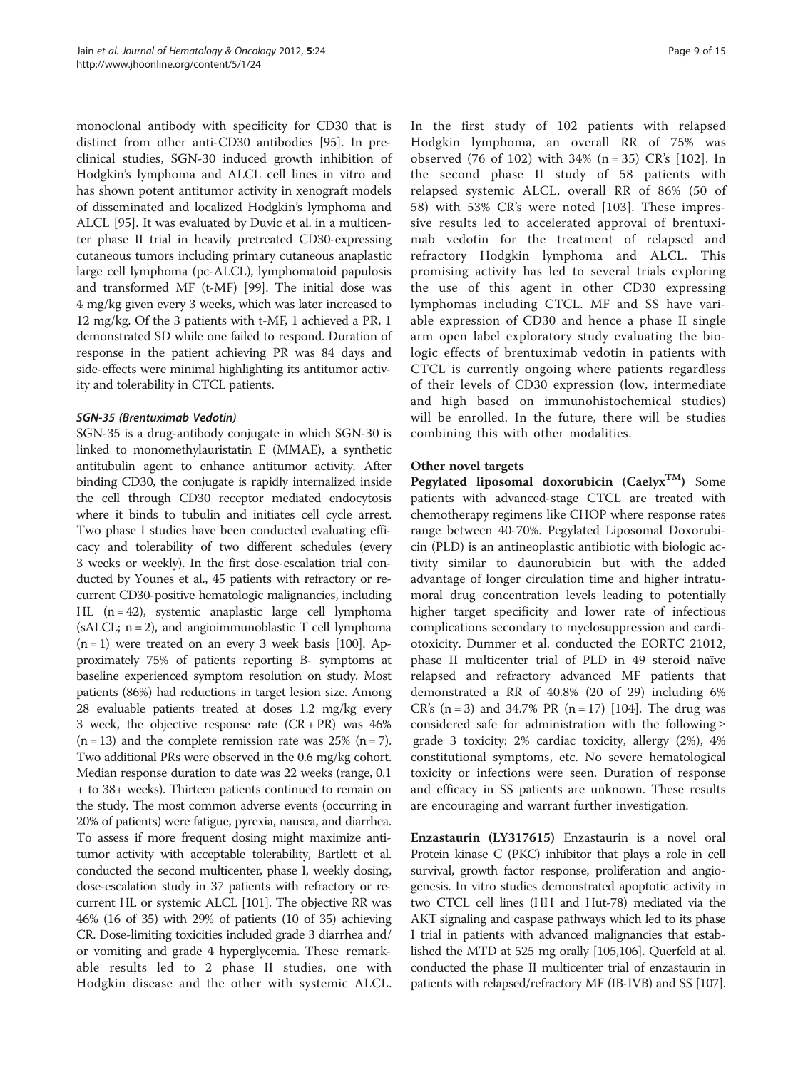monoclonal antibody with specificity for CD30 that is distinct from other anti-CD30 antibodies [95]. In preclinical studies, SGN-30 induced growth inhibition of Hodgkin's lymphoma and ALCL cell lines in vitro and has shown potent antitumor activity in xenograft models of disseminated and localized Hodgkin's lymphoma and ALCL [95]. It was evaluated by Duvic et al. in a multicenter phase II trial in heavily pretreated CD30-expressing cutaneous tumors including primary cutaneous anaplastic large cell lymphoma (pc-ALCL), lymphomatoid papulosis and transformed MF (t-MF) [99]. The initial dose was 4 mg/kg given every 3 weeks, which was later increased to 12 mg/kg. Of the 3 patients with t-MF, 1 achieved a PR, 1 demonstrated SD while one failed to respond. Duration of response in the patient achieving PR was 84 days and side-effects were minimal highlighting its antitumor activity and tolerability in CTCL patients.

#### SGN-35 (Brentuximab Vedotin)

SGN-35 is a drug-antibody conjugate in which SGN-30 is linked to monomethylauristatin E (MMAE), a synthetic antitubulin agent to enhance antitumor activity. After binding CD30, the conjugate is rapidly internalized inside the cell through CD30 receptor mediated endocytosis where it binds to tubulin and initiates cell cycle arrest. Two phase I studies have been conducted evaluating efficacy and tolerability of two different schedules (every 3 weeks or weekly). In the first dose-escalation trial conducted by Younes et al., 45 patients with refractory or recurrent CD30-positive hematologic malignancies, including HL (n = 42), systemic anaplastic large cell lymphoma (sALCL; n = 2), and angioimmunoblastic T cell lymphoma (n = 1) were treated on an every 3 week basis [100]. Approximately 75% of patients reporting B- symptoms at baseline experienced symptom resolution on study. Most patients (86%) had reductions in target lesion size. Among 28 evaluable patients treated at doses 1.2 mg/kg every 3 week, the objective response rate (CR + PR) was 46% (n = 13) and the complete remission rate was 25% (n = 7). Two additional PRs were observed in the 0.6 mg/kg cohort. Median response duration to date was 22 weeks (range, 0.1 + to 38+ weeks). Thirteen patients continued to remain on the study. The most common adverse events (occurring in 20% of patients) were fatigue, pyrexia, nausea, and diarrhea. To assess if more frequent dosing might maximize antitumor activity with acceptable tolerability, Bartlett et al. conducted the second multicenter, phase I, weekly dosing, dose-escalation study in 37 patients with refractory or recurrent HL or systemic ALCL [101]. The objective RR was 46% (16 of 35) with 29% of patients (10 of 35) achieving CR. Dose-limiting toxicities included grade 3 diarrhea and/or vomiting and grade 4 hyperglycemia. These remarkable results led to 2 phase II studies, one with Hodgkin disease and the other with systemic ALCL. In the first study of 102 patients with relapsed Hodgkin lymphoma, an overall RR of 75% was observed (76 of 102) with 34% (n = 35) CR's [102]. In the second phase II study of 58 patients with relapsed systemic ALCL, overall RR of 86% (50 of 58) with 53% CR's were noted [103]. These impressive results led to accelerated approval of brentuximab vedotin for the treatment of relapsed and refractory Hodgkin lymphoma and ALCL. This promising activity has led to several trials exploring the use of this agent in other CD30 expressing lymphomas including CTCL. MF and SS have variable expression of CD30 and hence a phase II single arm open label exploratory study evaluating the biologic effects of brentuximab vedotin in patients with CTCL is currently ongoing where patients regardless of their levels of CD30 expression (low, intermediate and high based on immunohistochemical studies) will be enrolled. In the future, there will be studies combining this with other modalities.

### Other novel targets

**Pegylated liposomal doxorubicin (Caelyx™)** Some patients with advanced-stage CTCL are treated with chemotherapy regimens like CHOP where response rates range between 40-70%. Pegylated Liposomal Doxorubicin (PLD) is an antineoplastic antibiotic with biologic activity similar to daunorubicin but with the added advantage of longer circulation time and higher intratumoral drug concentration levels leading to potentially higher target specificity and lower rate of infectious complications secondary to myelosuppression and cardiotoxicity. Dummer et al. conducted the EORTC 21012, phase II multicenter trial of PLD in 49 steroid naïve relapsed and refractory advanced MF patients that demonstrated a RR of 40.8% (20 of 29) including 6% CR's (n = 3) and 34.7% PR (n = 17) [104]. The drug was considered safe for administration with the following ≥ grade 3 toxicity: 2% cardiac toxicity, allergy (2%), 4% constitutional symptoms, etc. No severe hematological toxicity or infections were seen. Duration of response and efficacy in SS patients are unknown. These results are encouraging and warrant further investigation.

**Enzastaurin (LY317615)** Enzastaurin is a novel oral Protein kinase C (PKC) inhibitor that plays a role in cell survival, growth factor response, proliferation and angiogenesis. In vitro studies demonstrated apoptotic activity in two CTCL cell lines (HH and Hut-78) mediated via the AKT signaling and caspase pathways which led to its phase I trial in patients with advanced malignancies that established the MTD at 525 mg orally [105,106]. Querfeld at al. conducted the phase II multicenter trial of enzastaurin in patients with relapsed/refractory MF (IB-IVB) and SS [107].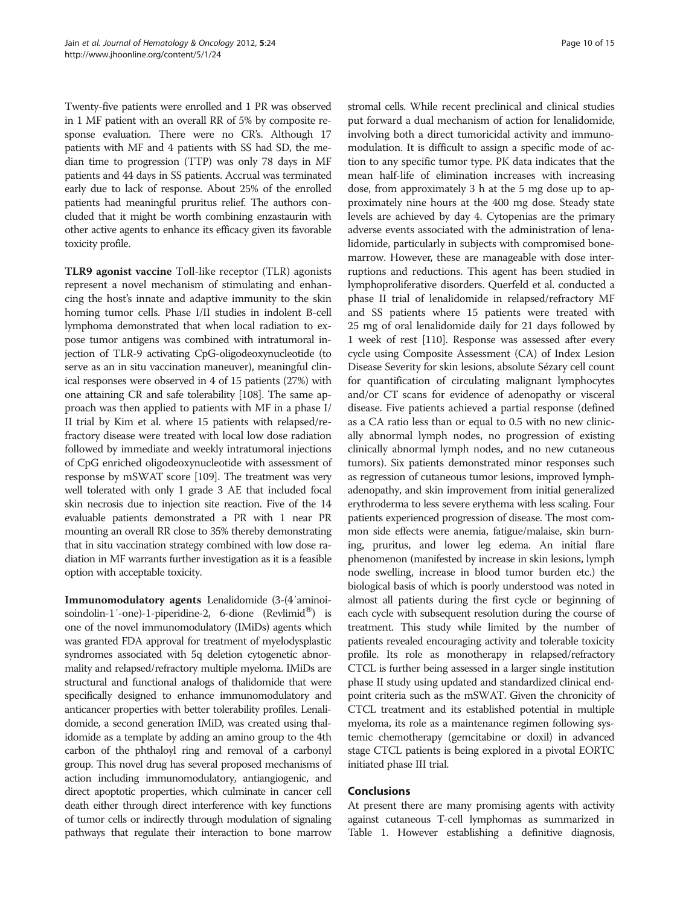Twenty-five patients were enrolled and 1 PR was observed in 1 MF patient with an overall RR of 5% by composite response evaluation. There were no CR's. Although 17 patients with MF and 4 patients with SS had SD, the median time to progression (TTP) was only 78 days in MF patients and 44 days in SS patients. Accrual was terminated early due to lack of response. About 25% of the enrolled patients had meaningful pruritus relief. The authors concluded that it might be worth combining enzastaurin with other active agents to enhance its efficacy given its favorable toxicity profile.

**TLR9 agonist vaccine** Toll-like receptor (TLR) agonists represent a novel mechanism of stimulating and enhancing the host's innate and adaptive immunity to the skin homing tumor cells. Phase I/II studies in indolent B-cell lymphoma demonstrated that when local radiation to expose tumor antigens was combined with intratumoral injection of TLR-9 activating CpG-oligodeoxynucleotide (to serve as an in situ vaccination maneuver), meaningful clinical responses were observed in 4 of 15 patients (27%) with one attaining CR and safe tolerability [108]. The same approach was then applied to patients with MF in a phase I/II trial by Kim et al. where 15 patients with relapsed/refractory disease were treated with local low dose radiation followed by immediate and weekly intratumoral injections of CpG enriched oligodeoxynucleotide with assessment of response by mSWAT score [109]. The treatment was very well tolerated with only 1 grade 3 AE that included focal skin necrosis due to injection site reaction. Five of the 14 evaluable patients demonstrated a PR with 1 near PR mounting an overall RR close to 35% thereby demonstrating that in situ vaccination strategy combined with low dose radiation in MF warrants further investigation as it is a feasible option with acceptable toxicity.

**Immunomodulatory agents** Lenalidomide (3-(4′aminoisoindolin-1′-one)-1-piperidine-2, 6-dione (Revlimid®) is one of the novel immunomodulatory (IMiDs) agents which was granted FDA approval for treatment of myelodysplastic syndromes associated with 5q deletion cytogenetic abnormality and relapsed/refractory multiple myeloma. IMiDs are structural and functional analogs of thalidomide that were specifically designed to enhance immunomodulatory and anticancer properties with better tolerability profiles. Lenalidomide, a second generation IMiD, was created using thalidomide as a template by adding an amino group to the 4th carbon of the phthaloyl ring and removal of a carbonyl group. This novel drug has several proposed mechanisms of action including immunomodulatory, antiangiogenic, and direct apoptotic properties, which culminate in cancer cell death either through direct interference with key functions of tumor cells or indirectly through modulation of signaling pathways that regulate their interaction to bone marrow stromal cells. While recent preclinical and clinical studies put forward a dual mechanism of action for lenalidomide, involving both a direct tumoricidal activity and immunomodulation. It is difficult to assign a specific mode of action to any specific tumor type. PK data indicates that the mean half-life of elimination increases with increasing dose, from approximately 3 h at the 5 mg dose up to approximately nine hours at the 400 mg dose. Steady state levels are achieved by day 4. Cytopenias are the primary adverse events associated with the administration of lenalidomide, particularly in subjects with compromised bone-marrow. However, these are manageable with dose interruptions and reductions. This agent has been studied in lymphoproliferative disorders. Querfeld et al. conducted a phase II trial of lenalidomide in relapsed/refractory MF and SS patients where 15 patients were treated with 25 mg of oral lenalidomide daily for 21 days followed by 1 week of rest [110]. Response was assessed after every cycle using Composite Assessment (CA) of Index Lesion Disease Severity for skin lesions, absolute Sézary cell count for quantification of circulating malignant lymphocytes and/or CT scans for evidence of adenopathy or visceral disease. Five patients achieved a partial response (defined as a CA ratio less than or equal to 0.5 with no new clinically abnormal lymph nodes, no progression of existing clinically abnormal lymph nodes, and no new cutaneous tumors). Six patients demonstrated minor responses such as regression of cutaneous tumor lesions, improved lymphadenopathy, and skin improvement from initial generalized erythroderma to less severe erythema with less scaling. Four patients experienced progression of disease. The most common side effects were anemia, fatigue/malaise, skin burning, pruritus, and lower leg edema. An initial flare phenomenon (manifested by increase in skin lesions, lymph node swelling, increase in blood tumor burden etc.) the biological basis of which is poorly understood was noted in almost all patients during the first cycle or beginning of each cycle with subsequent resolution during the course of treatment. This study while limited by the number of patients revealed encouraging activity and tolerable toxicity profile. Its role as monotherapy in relapsed/refractory CTCL is further being assessed in a larger single institution phase II study using updated and standardized clinical endpoint criteria such as the mSWAT. Given the chronicity of CTCL treatment and its established potential in multiple myeloma, its role as a maintenance regimen following systemic chemotherapy (gemcitabine or doxil) in advanced stage CTCL patients is being explored in a pivotal EORTC initiated phase III trial.

## Conclusions

At present there are many promising agents with activity against cutaneous T-cell lymphomas as summarized in Table 1. However establishing a definitive diagnosis,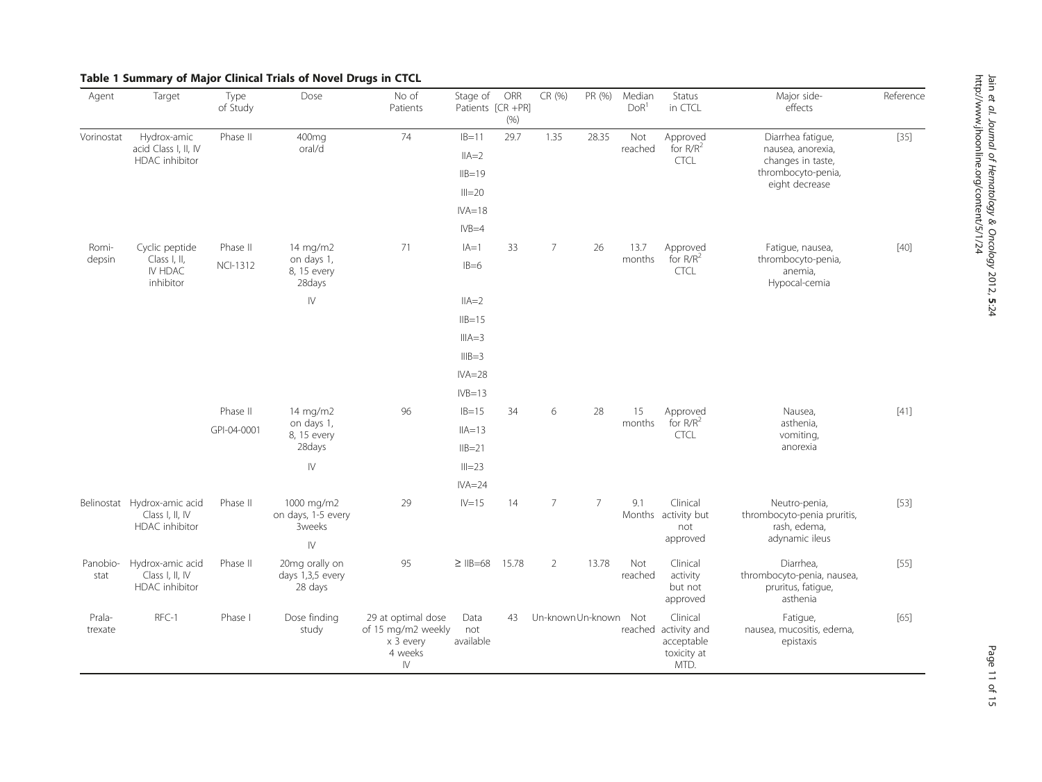**Table 1 Summary of Major Clinical Trials of Novel Drugs in CTCL**

| Agent | Target | Type of Study | Dose | No of Patients | Stage of Patients | ORR [CR +PR] (%) | CR (%) | PR (%) | Median DoR[1] | Status in CTCL | Major side-effects | Reference |
|---|---|---|---|---|---|---|---|---|---|---|---|---|
| Vorinostat | Hydrox-amic acid Class I, II, IV HDAC inhibitor | Phase II | 400mg oral/d | 74 | IB=11 | 29.7 | 1.35 | 28.35 | Not reached | Approved for R/R[2] CTCL | Diarrhea fatigue, nausea, anorexia, changes in taste, thrombocyto-penia, eight decrease | [35] |
| | | | | | IIA=2 | | | | | | | |
| | | | | | IIB=19 | | | | | | | |
| | | | | | III=20 | | | | | | | |
| | | | | | IVA=18 | | | | | | | |
| | | | | | IVB=4 | | | | | | | |
| Romi-depsin | Cyclic peptide Class I, II, IV HDAC inhibitor | Phase II NCI-1312 | 14 mg/m2 on days 1, 8, 15 every 28days IV | 71 | IA=1 | 33 | 7 | 26 | 13.7 months | Approved for R/R[2] CTCL | Fatigue, nausea, thrombocyto-penia, anemia, Hypocal-cemia | [40] |
| | | | | | IB=6 | | | | | | | |
| | | | | | IIA=2 | | | | | | | |
| | | | | | IIB=15 | | | | | | | |
| | | | | | IIIA=3 | | | | | | | |
| | | | | | IIIB=3 | | | | | | | |
| | | | | | IVA=28 | | | | | | | |
| | | | | | IVB=13 | | | | | | | |
| | | Phase II GPI-04-0001 | 14 mg/m2 on days 1, 8, 15 every 28days IV | 96 | IB=15 | 34 | 6 | 28 | 15 months | Approved for R/R[2] CTCL | Nausea, asthenia, vomiting, anorexia | [41] |
| | | | | | IIA=13 | | | | | | | |
| | | | | | IIB=21 | | | | | | | |
| | | | | | III=23 | | | | | | | |
| | | | | | IVA=24 | | | | | | | |
| Belinostat | Hydrox-amic acid Class I, II, IV HDAC inhibitor | Phase II | 1000 mg/m2 on days, 1-5 every 3weeks IV | 29 | IV=15 | 14 | 7 | 7 | 9.1 Months | Clinical activity but not approved | Neutro-penia, thrombocyto-penia pruritis, rash, edema, adynamic ileus | [53] |
| Panobio-stat | Hydrox-amic acid Class I, II, IV HDAC inhibitor | Phase II | 20mg orally on days 1,3,5 every 28 days | 95 | ≥ IIB=68 | 15.78 | 2 | 13.78 | Not reached | Clinical activity but not approved | Diarrhea, thrombocyto-penia, nausea, pruritus, fatigue, asthenia | [55] |
| Prala-trexate | RFC-1 | Phase I | Dose finding study | 29 at optimal dose of 15 mg/m2 weekly x 3 every 4 weeks IV | Data not available | 43 | Un-known | Un-known | Not reached | Clinical activity and acceptable toxicity at MTD. | Fatigue, nausea, mucositis, edema, epistaxis | [65] |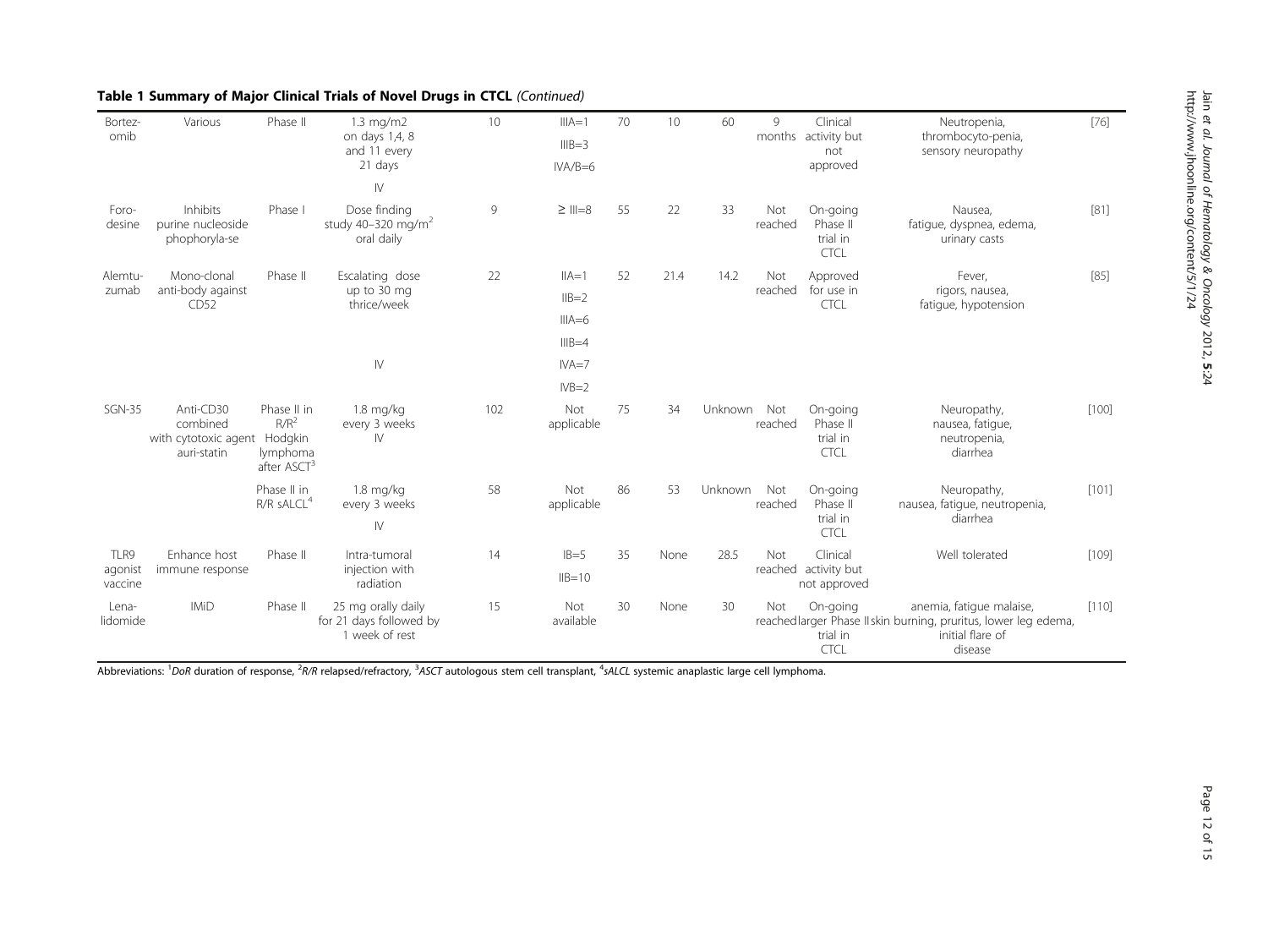**Table 1 Summary of Major Clinical Trials of Novel Drugs in CTCL** *(Continued)*

| | | | | | | | | | | | | |
|---|---|---|---|---|---|---|---|---|---|---|---|---|
| Bortezomib | Various | Phase II | 1.3 mg/m2 on days 1,4, 8 and 11 every 21 days IV | 10 | IIIA=1 IIIB=3 IVA/B=6 | 70 | 10 | 60 | 9 months | Clinical activity but not approved | Neutropenia, thrombocytopenia, sensory neuropathy | [76] |
| Forodesine | Inhibits purine nucleoside phophorylase | Phase I | Dose finding study 40–320 mg/m$^2$ oral daily | 9 | ≥ III=8 | 55 | 22 | 33 | Not reached | On-going Phase II trial in CTCL | Nausea, fatigue, dyspnea, edema, urinary casts | [81] |
| Alemtuzumab | Mono-clonal anti-body against CD52 | Phase II | Escalating dose up to 30 mg thrice/week IV | 22 | IIA=1 IIB=2 IIIA=6 IIIB=4 IVA=7 IVB=2 | 52 | 21.4 | 14.2 | Not reached | Approved for use in CTCL | Fever, rigors, nausea, fatigue, hypotension | [85] |
| SGN-35 | Anti-CD30 combined with cytotoxic agent auri-statin | Phase II in R/R[2] Hodgkin lymphoma after ASCT[3] | 1.8 mg/kg every 3 weeks IV | 102 | Not applicable | 75 | 34 | Unknown | Not reached | On-going Phase II trial in CTCL | Neuropathy, nausea, fatigue, neutropenia, diarrhea | [100] |
| | | Phase II in R/R sALCL[4] | 1.8 mg/kg every 3 weeks IV | 58 | Not applicable | 86 | 53 | Unknown | Not reached | On-going Phase II trial in CTCL | Neuropathy, nausea, fatigue, neutropenia, diarrhea | [101] |
| TLR9 agonist vaccine | Enhance host immune response | Phase II | Intra-tumoral injection with radiation | 14 | IB=5 IIB=10 | 35 | None | 28.5 | Not reached | Clinical activity but not approved | Well tolerated | [109] |
| Lenalidomide | IMiD | Phase II | 25 mg orally daily for 21 days followed by 1 week of rest | 15 | Not available | 30 | None | 30 | Not reached | On-going larger Phase II trial in CTCL | anemia, fatigue malaise, skin burning, pruritus, lower leg edema, initial flare of disease | [110] |

Abbreviations: [1]*DoR* duration of response, [2]*R/R* relapsed/refractory, [3]*ASCT* autologous stem cell transplant, [4]*sALCL* systemic anaplastic large cell lymphoma.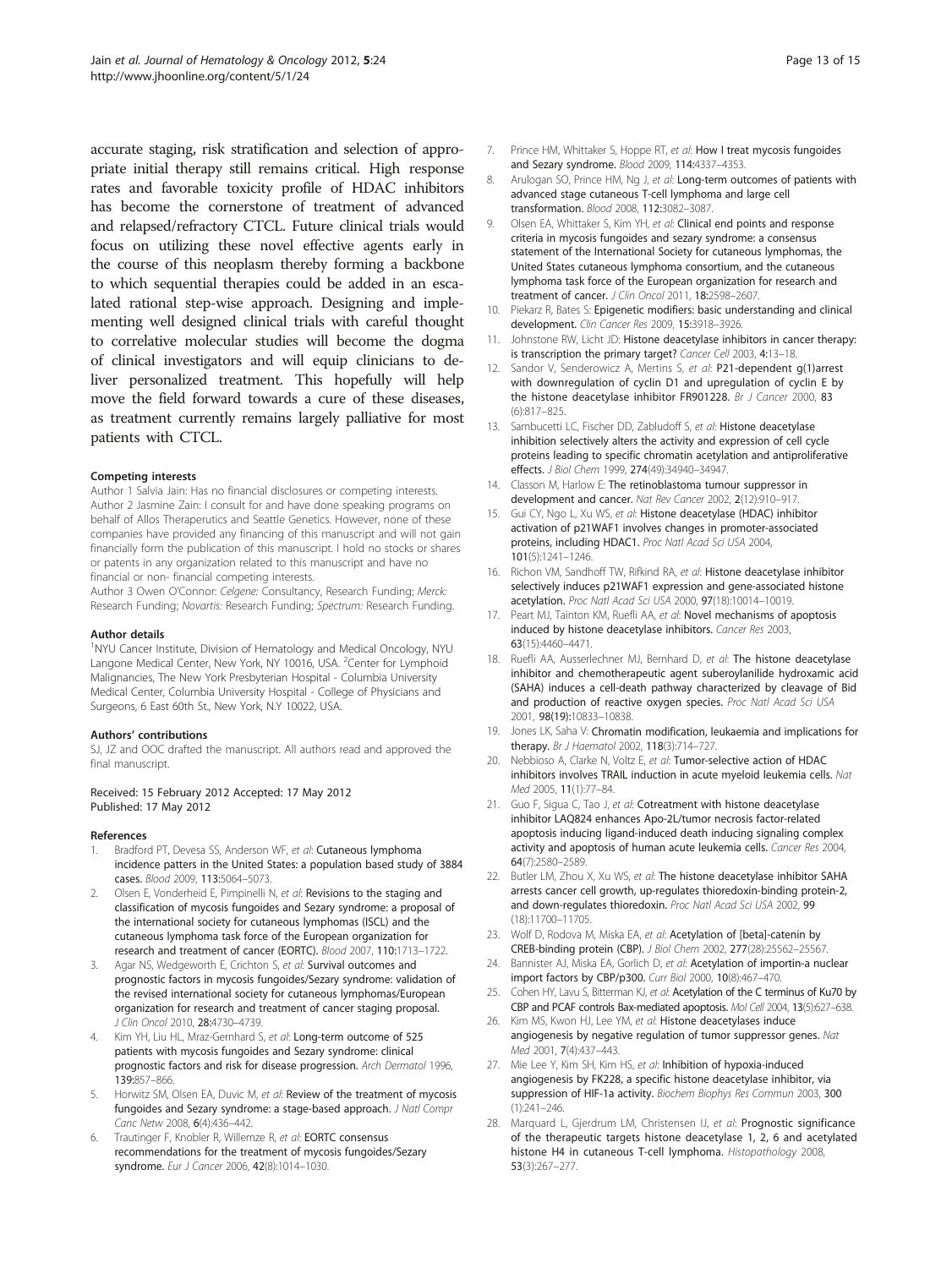accurate staging, risk stratification and selection of appropriate initial therapy still remains critical. High response rates and favorable toxicity profile of HDAC inhibitors has become the cornerstone of treatment of advanced and relapsed/refractory CTCL. Future clinical trials would focus on utilizing these novel effective agents early in the course of this neoplasm thereby forming a backbone to which sequential therapies could be added in an escalated rational step-wise approach. Designing and implementing well designed clinical trials with careful thought to correlative molecular studies will become the dogma of clinical investigators and will equip clinicians to deliver personalized treatment. This hopefully will help move the field forward towards a cure of these diseases, as treatment currently remains largely palliative for most patients with CTCL.

#### Competing interests

Author 1 Salvia Jain: Has no financial disclosures or competing interests. Author 2 Jasmine Zain: I consult for and have done speaking programs on behalf of Allos Theraperutics and Seattle Genetics. However, none of these companies have provided any financing of this manuscript and will not gain financially form the publication of this manuscript. I hold no stocks or shares or patents in any organization related to this manuscript and have no financial or non- financial competing interests.

Author 3 Owen O'Connor: *Celgene:* Consultancy, Research Funding; *Merck:* Research Funding; *Novartis:* Research Funding; *Spectrum:* Research Funding.

#### Author details

[1]NYU Cancer Institute, Division of Hematology and Medical Oncology, NYU Langone Medical Center, New York, NY 10016, USA. [2]Center for Lymphoid Malignancies, The New York Presbyterian Hospital - Columbia University Medical Center, Columbia University Hospital - College of Physicians and Surgeons, 6 East 60th St., New York, N.Y 10022, USA.

#### Authors' contributions

SJ, JZ and OOC drafted the manuscript. All authors read and approved the final manuscript.

Received: 15 February 2012 Accepted: 17 May 2012
Published: 17 May 2012

#### References

1. Bradford PT, Devesa SS, Anderson WF, *et al*: **Cutaneous lymphoma incidence patterns in the United States: a population based study of 3884 cases.** *Blood* 2009, **113:**5064–5073.
2. Olsen E, Vonderheid E, Pimpinelli N, *et al*: **Revisions to the staging and classification of mycosis fungoides and Sezary syndrome: a proposal of the international society for cutaneous lymphomas (ISCL) and the cutaneous lymphoma task force of the European organization for research and treatment of cancer (EORTC).** *Blood* 2007, **110:**1713–1722.
3. Agar NS, Wedgeworth E, Crichton S, *et al*: **Survival outcomes and prognostic factors in mycosis fungoides/Sezary syndrome: validation of the revised international society for cutaneous lymphomas/European organization for research and treatment of cancer staging proposal.** *J Clin Oncol* 2010, **28:**4730–4739.
4. Kim YH, Liu HL, Mraz-Gernhard S, *et al*: **Long-term outcome of 525 patients with mycosis fungoides and Sezary syndrome: clinical prognostic factors and risk for disease progression.** *Arch Dermatol* 1996, **139:**857–866.
5. Horwitz SM, Olsen EA, Duvic M, *et al*: **Review of the treatment of mycosis fungoides and Sezary syndrome: a stage-based approach.** *J Natl Compr Canc Netw* 2008, **6**(4):436–442.
6. Trautinger F, Knobler R, Willemze R, *et al*: **EORTC consensus recommendations for the treatment of mycosis fungoides/Sezary syndrome.** *Eur J Cancer* 2006, **42**(8):1014–1030.
7. Prince HM, Whittaker S, Hoppe RT, *et al*: **How I treat mycosis fungoides and Sezary syndrome.** *Blood* 2009, **114:**4337–4353.
8. Arulogan SO, Prince HM, Ng J, *et al*: **Long-term outcomes of patients with advanced stage cutaneous T-cell lymphoma and large cell transformation.** *Blood* 2008, **112:**3082–3087.
9. Olsen EA, Whittaker S, Kim YH, *et al*: **Clinical end points and response criteria in mycosis fungoides and sezary syndrome: a consensus statement of the International Society for cutaneous lymphomas, the United States cutaneous lymphoma consortium, and the cutaneous lymphoma task force of the European organization for research and treatment of cancer.** *J Clin Oncol* 2011, **18:**2598–2607.
10. Piekarz R, Bates S: **Epigenetic modifiers: basic understanding and clinical development.** *Clin Cancer Res* 2009, **15:**3918–3926.
11. Johnstone RW, Licht JD: **Histone deacetylase inhibitors in cancer therapy: is transcription the primary target?** *Cancer Cell* 2003, **4:**13–18.
12. Sandor V, Senderowicz A, Mertins S, *et al*: **P21-dependent g(1)arrest with downregulation of cyclin D1 and upregulation of cyclin E by the histone deacetylase inhibitor FR901228.** *Br J Cancer* 2000, **83** (6):817–825.
13. Sambucetti LC, Fischer DD, Zabludoff S, *et al*: **Histone deacetylase inhibition selectively alters the activity and expression of cell cycle proteins leading to specific chromatin acetylation and antiproliferative effects.** *J Biol Chem* 1999, **274**(49):34940–34947.
14. Classon M, Harlow E: **The retinoblastoma tumour suppressor in development and cancer.** *Nat Rev Cancer* 2002, **2**(12):910–917.
15. Gui CY, Ngo L, Xu WS, *et al*: **Histone deacetylase (HDAC) inhibitor activation of p21WAF1 involves changes in promoter-associated proteins, including HDAC1.** *Proc Natl Acad Sci USA* 2004, **101**(5):1241–1246.
16. Richon VM, Sandhoff TW, Rifkind RA, *et al*: **Histone deacetylase inhibitor selectively induces p21WAF1 expression and gene-associated histone acetylation.** *Proc Natl Acad Sci USA* 2000, **97**(18):10014–10019.
17. Peart MJ, Tainton KM, Ruefli AA, *et al*: **Novel mechanisms of apoptosis induced by histone deacetylase inhibitors.** *Cancer Res* 2003, **63**(15):4460–4471.
18. Ruefli AA, Ausserlechner MJ, Bernhard D, *et al*: **The histone deacetylase inhibitor and chemotherapeutic agent suberoylanilide hydroxamic acid (SAHA) induces a cell-death pathway characterized by cleavage of Bid and production of reactive oxygen species.** *Proc Natl Acad Sci USA* 2001, **98(19):**10833–10838.
19. Jones LK, Saha V: **Chromatin modification, leukaemia and implications for therapy.** *Br J Haematol* 2002, **118**(3):714–727.
20. Nebbioso A, Clarke N, Voltz E, *et al*: **Tumor-selective action of HDAC inhibitors involves TRAIL induction in acute myeloid leukemia cells.** *Nat Med* 2005, **11**(1):77–84.
21. Guo F, Sigua C, Tao J, *et al*: **Cotreatment with histone deacetylase inhibitor LAQ824 enhances Apo-2L/tumor necrosis factor-related apoptosis inducing ligand-induced death inducing signaling complex activity and apoptosis of human acute leukemia cells.** *Cancer Res* 2004, **64**(7):2580–2589.
22. Butler LM, Zhou X, Xu WS, *et al*: **The histone deacetylase inhibitor SAHA arrests cancer cell growth, up-regulates thioredoxin-binding protein-2, and down-regulates thioredoxin.** *Proc Natl Acad Sci USA* 2002, **99** (18):11700–11705.
23. Wolf D, Rodova M, Miska EA, *et al*: **Acetylation of [beta]-catenin by CREB-binding protein (CBP).** *J Biol Chem* 2002, **277**(28):25562–25567.
24. Bannister AJ, Miska EA, Gorlich D, *et al*: **Acetylation of importin-a nuclear import factors by CBP/p300.** *Curr Biol* 2000, **10**(8):467–470.
25. Cohen HY, Lavu S, Bitterman KJ, *et al*: **Acetylation of the C terminus of Ku70 by CBP and PCAF controls Bax-mediated apoptosis.** *Mol Cell* 2004, **13**(5):627–638.
26. Kim MS, Kwon HJ, Lee YM, *et al*: **Histone deacetylases induce angiogenesis by negative regulation of tumor suppressor genes.** *Nat Med* 2001, **7**(4):437–443.
27. Mie Lee Y, Kim SH, Kim HS, *et al*: **Inhibition of hypoxia-induced angiogenesis by FK228, a specific histone deacetylase inhibitor, via suppression of HIF-1a activity.** *Biochem Biophys Res Commun* 2003, **300** (1):241–246.
28. Marquard L, Gjerdrum LM, Christensen IJ, *et al*: **Prognostic significance of the therapeutic targets histone deacetylase 1, 2, 6 and acetylated histone H4 in cutaneous T-cell lymphoma.** *Histopathology* 2008, **53**(3):267–277.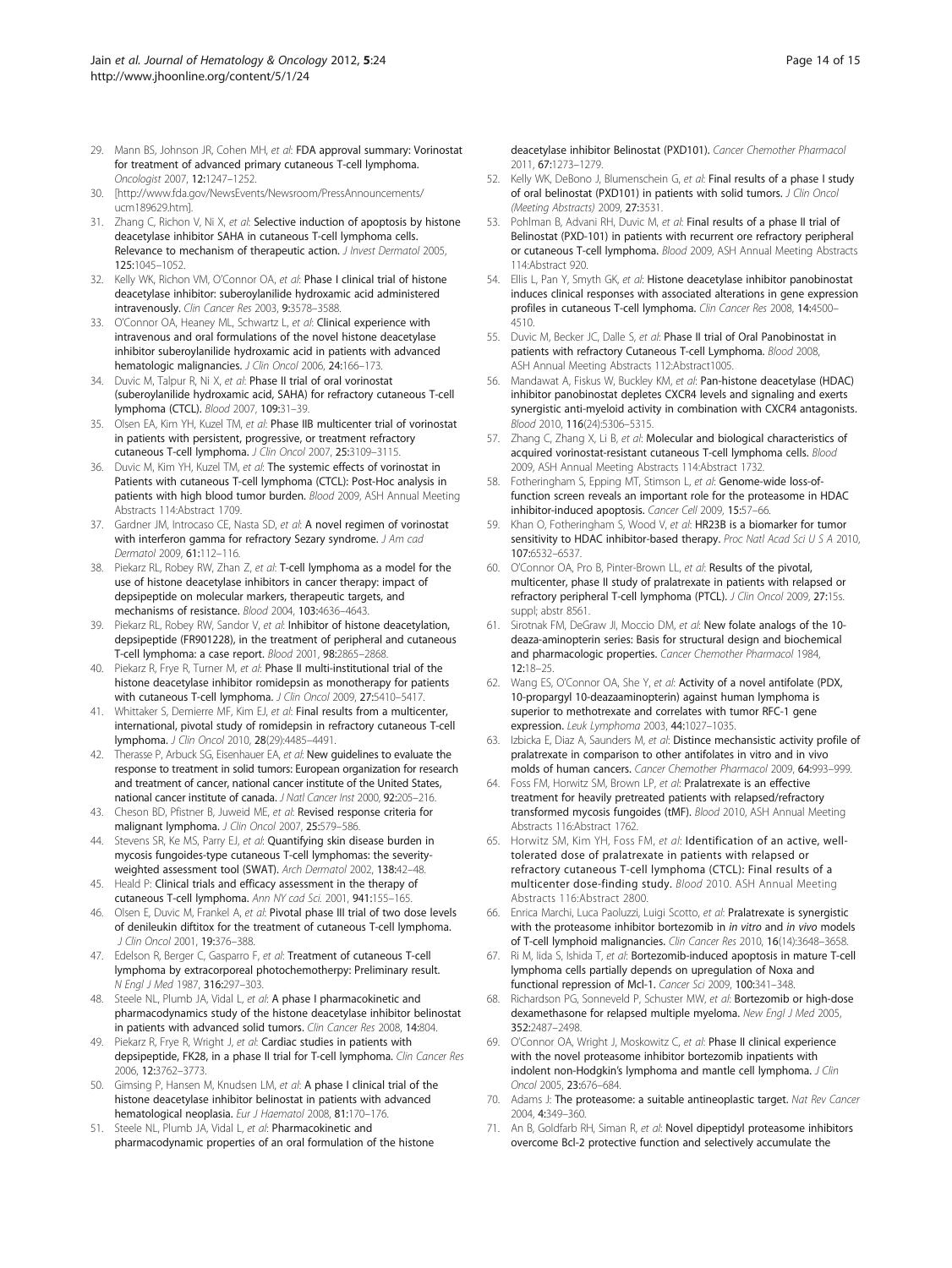29. Mann BS, Johnson JR, Cohen MH, *et al*: **FDA approval summary: Vorinostat for treatment of advanced primary cutaneous T-cell lymphoma.** *Oncologist* 2007, **12**:1247–1252.
30. [http://www.fda.gov/NewsEvents/Newsroom/PressAnnouncements/ucm189629.htm].
31. Zhang C, Richon V, Ni X, *et al*: **Selective induction of apoptosis by histone deacetylase inhibitor SAHA in cutaneous T-cell lymphoma cells. Relevance to mechanism of therapeutic action.** *J Invest Dermatol* 2005, **125**:1045–1052.
32. Kelly WK, Richon VM, O'Connor OA, *et al*: **Phase I clinical trial of histone deacetylase inhibitor: suberoylanilide hydroxamic acid administered intravenously.** *Clin Cancer Res* 2003, **9**:3578–3588.
33. O'Connor OA, Heaney ML, Schwartz L, *et al*: **Clinical experience with intravenous and oral formulations of the novel histone deacetylase inhibitor suberoylanilide hydroxamic acid in patients with advanced hematologic malignancies.** *J Clin Oncol* 2006, **24**:166–173.
34. Duvic M, Talpur R, Ni X, *et al*: **Phase II trial of oral vorinostat (suberoylanilide hydroxamic acid, SAHA) for refractory cutaneous T-cell lymphoma (CTCL).** *Blood* 2007, **109**:31–39.
35. Olsen EA, Kim YH, Kuzel TM, *et al*: **Phase IIB multicenter trial of vorinostat in patients with persistent, progressive, or treatment refractory cutaneous T-cell lymphoma.** *J Clin Oncol* 2007, **25**:3109–3115.
36. Duvic M, Kim YH, Kuzel TM, *et al*: **The systemic effects of vorinostat in Patients with cutaneous T-cell lymphoma (CTCL): Post-Hoc analysis in patients with high blood tumor burden.** *Blood* 2009, ASH Annual Meeting Abstracts 114:Abstract 1709.
37. Gardner JM, Introcaso CE, Nasta SD, *et al*: **A novel regimen of vorinostat with interferon gamma for refractory Sezary syndrome.** *J Am cad Dermatol* 2009, **61**:112–116.
38. Piekarz RL, Robey RW, Zhan Z, *et al*: **T-cell lymphoma as a model for the use of histone deacetylase inhibitors in cancer therapy: impact of depsipeptide on molecular markers, therapeutic targets, and mechanisms of resistance.** *Blood* 2004, **103**:4636–4643.
39. Piekarz RL, Robey RW, Sandor V, *et al*: **Inhibitor of histone deacetylation, depsipeptide (FR901228), in the treatment of peripheral and cutaneous T-cell lymphoma: a case report.** *Blood* 2001, **98**:2865–2868.
40. Piekarz R, Frye R, Turner M, *et al*: **Phase II multi-institutional trial of the histone deacetylase inhibitor romidepsin as monotherapy for patients with cutaneous T-cell lymphoma.** *J Clin Oncol* 2009, **27**:5410–5417.
41. Whittaker S, Demierre MF, Kim EJ, *et al*: **Final results from a multicenter, international, pivotal study of romidepsin in refractory cutaneous T-cell lymphoma.** *J Clin Oncol* 2010, **28**(29):4485–4491.
42. Therasse P, Arbuck SG, Eisenhauer EA, *et al*: **New guidelines to evaluate the response to treatment in solid tumors: European organization for research and treatment of cancer, national cancer institute of the United States, national cancer institute of canada.** *J Natl Cancer Inst* 2000, **92**:205–216.
43. Cheson BD, Pfistner B, Juweid ME, *et al*: **Revised response criteria for malignant lymphoma.** *J Clin Oncol* 2007, **25**:579–586.
44. Stevens SR, Ke MS, Parry EJ, *et al*: **Quantifying skin disease burden in mycosis fungoides-type cutaneous T-cell lymphomas: the severity-weighted assessment tool (SWAT).** *Arch Dermatol* 2002, **138**:42–48.
45. Heald P: **Clinical trials and efficacy assessment in the therapy of cutaneous T-cell lymphoma.** *Ann NY cad Sci.* 2001, **941**:155–165.
46. Olsen E, Duvic M, Frankel A, *et al*: **Pivotal phase III trial of two dose levels of denileukin diftitox for the treatment of cutaneous T-cell lymphoma.** *J Clin Oncol* 2001, **19**:376–388.
47. Edelson R, Berger C, Gasparro F, *et al*: **Treatment of cutaneous T-cell lymphoma by extracorporeal photochemotherpy: Preliminary result.** *N Engl J Med* 1987, **316**:297–303.
48. Steele NL, Plumb JA, Vidal L, *et al*: **A phase I pharmacokinetic and pharmacodynamics study of the histone deacetylase inhibitor belinostat in patients with advanced solid tumors.** *Clin Cancer Res* 2008, **14**:804.
49. Piekarz R, Frye R, Wright J, *et al*: **Cardiac studies in patients with depsipeptide, FK28, in a phase II trial for T-cell lymphoma.** *Clin Cancer Res* 2006, **12**:3762–3773.
50. Gimsing P, Hansen M, Knudsen LM, *et al*: **A phase I clinical trial of the histone deacetylase inhibitor belinostat in patients with advanced hematological neoplasia.** *Eur J Haematol* 2008, **81**:170–176.
51. Steele NL, Plumb JA, Vidal L, *et al*: **Pharmacokinetic and pharmacodynamic properties of an oral formulation of the histone deacetylase inhibitor Belinostat (PXD101).** *Cancer Chemother Pharmacol* 2011, **67**:1273–1279.
52. Kelly WK, DeBono J, Blumenschein G, *et al*: **Final results of a phase I study of oral belinostat (PXD101) in patients with solid tumors.** *J Clin Oncol (Meeting Abstracts)* 2009, **27**:3531.
53. Pohlman B, Advani RH, Duvic M, *et al*: **Final results of a phase II trial of Belinostat (PXD-101) in patients with recurrent ore refractory peripheral or cutaneous T-cell lymphoma.** *Blood* 2009, ASH Annual Meeting Abstracts 114:Abstract 920.
54. Ellis L, Pan Y, Smyth GK, *et al*: **Histone deacetylase inhibitor panobinostat induces clinical responses with associated alterations in gene expression profiles in cutaneous T-cell lymphoma.** *Clin Cancer Res* 2008, **14**:4500–4510.
55. Duvic M, Becker JC, Dalle S, *et al*: **Phase II trial of Oral Panobinostat in patients with refractory Cutaneous T-cell Lymphoma.** *Blood* 2008, ASH Annual Meeting Abstracts 112:Abstract1005.
56. Mandawat A, Fiskus W, Buckley KM, *et al*: **Pan-histone deacetylase (HDAC) inhibitor panobinostat depletes CXCR4 levels and signaling and exerts synergistic anti-myeloid activity in combination with CXCR4 antagonists.** *Blood* 2010, **116**(24):5306–5315.
57. Zhang C, Zhang X, Li B, *et al*: **Molecular and biological characteristics of acquired vorinostat-resistant cutaneous T-cell lymphoma cells.** *Blood* 2009, ASH Annual Meeting Abstracts 114:Abstract 1732.
58. Fotheringham S, Epping MT, Stimson L, *et al*: **Genome-wide loss-of-function screen reveals an important role for the proteasome in HDAC inhibitor-induced apoptosis.** *Cancer Cell* 2009, **15**:57–66.
59. Khan O, Fotheringham S, Wood V, *et al*: **HR23B is a biomarker for tumor sensitivity to HDAC inhibitor-based therapy.** *Proc Natl Acad Sci U S A* 2010, **107**:6532–6537.
60. O'Connor OA, Pro B, Pinter-Brown LL, *et al*: **Results of the pivotal, multicenter, phase II study of pralatrexate in patients with relapsed or refractory peripheral T-cell lymphoma (PTCL).** *J Clin Oncol* 2009, **27**:15s. suppl; abstr 8561.
61. Sirotnak FM, DeGraw JI, Moccio DM, *et al*: **New folate analogs of the 10-deaza-aminopterin series: Basis for structural design and biochemical and pharmacologic properties.** *Cancer Chemother Pharmacol* 1984, **12**:18–25.
62. Wang ES, O'Connor OA, She Y, *et al*: **Activity of a novel antifolate (PDX, 10-propargyl 10-deazaaminopterin) against human lymphoma is superior to methotrexate and correlates with tumor RFC-1 gene expression.** *Leuk Lymphoma* 2003, **44**:1027–1035.
63. Izbicka E, Diaz A, Saunders M, *et al*: **Distince mechanistic activity profile of pralatrexate in comparison to other antifolates in vitro and in vivo molds of human cancers.** *Cancer Chemother Pharmacol* 2009, **64**:993–999.
64. Foss FM, Horwitz SM, Brown LP, *et al*: **Pralatrexate is an effective treatment for heavily pretreated patients with relapsed/refractory transformed mycosis fungoides (tMF).** *Blood* 2010, ASH Annual Meeting Abstracts 116:Abstract 1762.
65. Horwitz SM, Kim YH, Foss FM, *et al*: **Identification of an active, well-tolerated dose of pralatrexate in patients with relapsed or refractory cutaneous T-cell lymphoma (CTCL): Final results of a multicenter dose-finding study.** *Blood* 2010. ASH Annual Meeting Abstracts 116:Abstract 2800.
66. Enrica Marchi, Luca Paoluzzi, Luigi Scotto, *et al*: **Pralatrexate is synergistic with the proteasome inhibitor bortezomib in *in vitro* and *in vivo* models of T-cell lymphoid malignancies.** *Clin Cancer Res* 2010, **16**(14):3648–3658.
67. Ri M, Iida S, Ishida T, *et al*: **Bortezomib-induced apoptosis in mature T-cell lymphoma cells partially depends on upregulation of Noxa and functional repression of Mcl-1.** *Cancer Sci* 2009, **100**:341–348.
68. Richardson PG, Sonneveld P, Schuster MW, *et al*: **Bortezomib or high-dose dexamethasone for relapsed multiple myeloma.** *New Engl J Med* 2005, **352**:2487–2498.
69. O'Connor OA, Wright J, Moskowitz C, *et al*: **Phase II clinical experience with the novel proteasome inhibitor bortezomib inpatients with indolent non-Hodgkin's lymphoma and mantle cell lymphoma.** *J Clin Oncol* 2005, **23**:676–684.
70. Adams J: **The proteasome: a suitable antineoplastic target.** *Nat Rev Cancer* 2004, **4**:349–360.
71. An B, Goldfarb RH, Siman R, *et al*: **Novel dipeptidyl proteasome inhibitors overcome Bcl-2 protective function and selectively accumulate the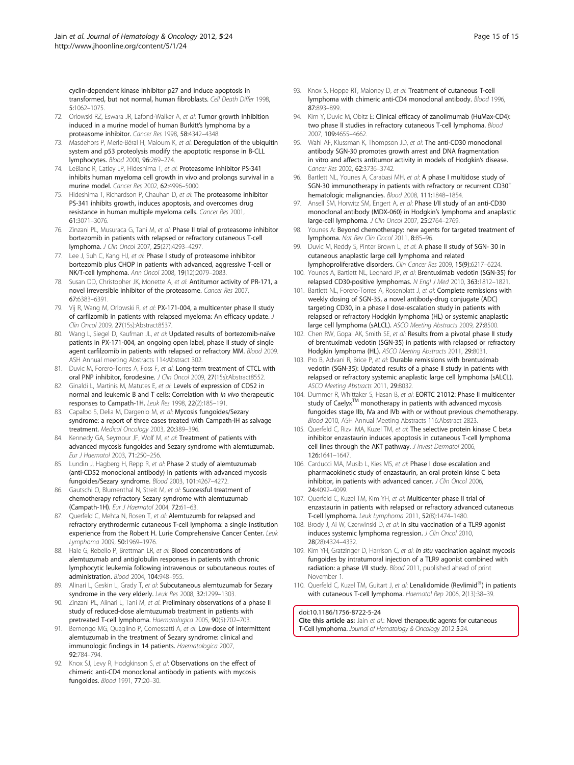cyclin-dependent kinase inhibitor p27 and induce apoptosis in transformed, but not normal, human fibroblasts. *Cell Death Differ* 1998, **5:**1062–1075.

72. Orlowski RZ, Eswara JR, Lafond-Walker A, *et al*: Tumor growth inhibition induced in a murine model of human Burkitt's lymphoma by a proteasome inhibitor. *Cancer Res* 1998, **58:**4342–4348.
73. Masdehors P, Merle-Béral H, Maloum K, *et al*: Deregulation of the ubiquitin system and p53 proteolysis modify the apoptotic response in B-CLL lymphocytes. *Blood* 2000, **96:**269–274.
74. LeBlanc R, Catley LP, Hideshima T, *et al*: Proteasome inhibitor PS-341 inhibits human myeloma cell growth in vivo and prolongs survival in a murine model. *Cancer Res* 2002, **62:**4996–5000.
75. Hideshima T, Richardson P, Chauhan D, *et al*: The proteasome inhibitor PS-341 inhibits growth, induces apoptosis, and overcomes drug resistance in human multiple myeloma cells. *Cancer Res* 2001, **61:**3071–3076.
76. Zinzani PL, Musuraca G, Tani M, *et al*: Phase II trial of proteasome inhibitor bortezomib in patients with relapsed or refractory cutaneous T-cell lymphoma. *J Clin Oncol* 2007, **25**(27):4293–4297.
77. Lee J, Suh C, Kang HJ, *et al*: Phase I study of proteasome inhibitor bortezomib plus CHOP in patients with advanced, aggressive T-cell or NK/T-cell lymphoma. *Ann Oncol* 2008, **19**(12):2079–2083.
78. Susan DD, Christopher JK, Monette A, *et al*: Antitumor activity of PR-171, a novel irreversible inhibitor of the proteasome. *Cancer Res* 2007, **67:**6383–6391.
79. Vij R, Wang M, Orlowski R, *et al*: PX-171-004, a multicenter phase II study of carfilzomib in patients with relapsed myeloma: An efficacy update. *J Clin Oncol* 2009, **27**(15s):Abstract8537.
80. Wang L, Siegel D, Kaufman JL, *et al*: Updated results of bortezomib-naïve patients in PX-171-004, an ongoing open label, phase II study of single agent carfilzomib in patients with relapsed or refractory MM. *Blood* 2009. ASH Annual meeting Abstracts 114:Abstract 302.
81. Duvic M, Forero-Torres A, Foss F, *et al*: Long-term treatment of CTCL with oral PNP inhibitor, forodesine. *J Clin Oncol* 2009, **27**(15s):Abstract8552.
82. Ginaldi L, Martinis M, Matutes E, *et al*: Levels of expression of CD52 in normal and leukemic B and T cells: Correlation with *in vivo* therapeutic responses to Campath-1H. *Leuk Res* 1998, **22**(2):185–191.
83. Capalbo S, Delia M, Dargenio M, *et al*: Mycosis fungoides/Sezary syndrome: a report of three cases treated with Campath-IH as salvage treatment. *Medical Oncology* 2003, **20:**389–396.
84. Kennedy GA, Seymour JF, Wolf M, *et al*: Treatment of patients with advanced mycosis fungoides and Sezary syndrome with alemtuzumab. *Eur J Haematol* 2003, **71:**250–256.
85. Lundin J, Hagberg H, Repp R, *et al*: Phase 2 study of alemtuzumab (anti-CD52 monoclonal antibody) in patients with advanced mycosis fungoides/Sezary syndrome. *Blood* 2003, **101:**4267–4272.
86. Gautschi O, Blumenthal N, Streit M, *et al*: Successful treatment of chemotherapy refractory Sezary syndrome with alemtuzumab (Campath-1H). *Eur J Haematol* 2004, **72:**61–63.
87. Querfeld C, Mehta N, Rosen T, *et al*: Alemtuzumb for relapsed and refractory erythrodermic cutaneous T-cell lymphoma: a single institution experience from the Robert H. Lurie Comprehensive Cancer Center. *Leuk Lymphoma* 2009, **50:**1969–1976.
88. Hale G, Rebello P, Brettman LR, *et al*: Blood concentrations of alemtuzumab and antiglobulin responses in patients with chronic lymphocytic leukemia following intravenous or subcutaneous routes of administration. *Blood* 2004, **104:**948–955.
89. Alinari L, Geskin L, Grady T, *et al*: Subcutaneous alemtuzumab for Sezary syndrome in the very elderly. *Leuk Res* 2008, **32:**1299–1303.
90. Zinzani PL, Alinari L, Tani M, *et al*: Preliminary observations of a phase II study of reduced-dose alemtuzumab treatment in patients with pretreated T-cell lymphoma. *Haematologica* 2005, **90**(5):702–703.
91. Bernengo MG, Quaglino P, Comessatti A, *et al*: Low-dose of intermittent alemtuzumab in the treatment of Sezary syndrome: clinical and immunologic findings in 14 patients. *Haematologica* 2007, **92:**784–794.
92. Knox SJ, Levy R, Hodgkinson S, *et al*: Observations on the effect of chimeric anti-CD4 monoclonal antibody in patients with mycosis fungoides. *Blood* 1991, **77:**20–30.
93. Knox S, Hoppe RT, Maloney D, *et al*: Treatment of cutaneous T-cell lymphoma with chimeric anti-CD4 monoclonal antibody. *Blood* 1996, **87:**893–899.
94. Kim Y, Duvic M, Obitz E: Clinical efficacy of zanolimumab (HuMax-CD4): two phase II studies in refractory cutaneous T-cell lymphoma. *Blood* 2007, **109:**4655–4662.
95. Wahl AF, Klussman K, Thompson JD, *et al*: The anti-CD30 monoclonal antibody SGN-30 promotes growth arrest and DNA fragmentation in vitro and affects antitumor activity in models of Hodgkin's disease. *Cancer Res* 2002, **62:**3736–3742.
96. Bartlett NL, Younes A, Carabasi MH, *et al*: A phase I multidose study of SGN-30 immunotherapy in patients with refractory or recurrent CD30[+] hematologic malignancies. *Blood* 2008, **111:**1848–1854.
97. Ansell SM, Horwitz SM, Engert A, *et al*: Phase I/II study of an anti-CD30 monoclonal antibody (MDX-060) in Hodgkin's lymphoma and anaplastic large-cell lymphoma. *J Clin Oncol* 2007, **25:**2764–2769.
98. Younes A: Beyond chemotherapy: new agents for targeted treatment of lymphoma. *Nat Rev Clin Oncol* 2011, **8:**85–96.
99. Duvic M, Reddy S, Pinter Brown L, *et al*: A phase II study of SGN- 30 in cutaneous anaplastic large cell lymphoma and related lymphoproliferative disorders. *Clin Cancer Res* 2009, **15**(9):6217–6224.
100. Younes A, Bartlett NL, Leonard JP, *et al*: Brentuximab vedotin (SGN-35) for relapsed CD30-positive lymphomas. *N Engl J Med* 2010, **363:**1812–1821.
101. Bartlett NL, Forero-Torres A, Rosenblatt J, *et al*: Complete remissions with weekly dosing of SGN-35, a novel antibody-drug conjugate (ADC) targeting CD30, in a phase I dose-escalation study in patients with relapsed or refractory Hodgkin lymphoma (HL) or systemic anaplastic large cell lymphoma (sALCL). *ASCO Meeting Abstracts* 2009, **27:**8500.
102. Chen RW, Gopal AK, Smith SE, *et al*: Results from a pivotal phase II study of brentuximab vedotin (SGN-35) in patients with relapsed or refractory Hodgkin lymphoma (HL). *ASCO Meeting Abstracts* 2011, **29:**8031.
103. Pro B, Advani R, Brice P, *et al*: Durable remissions with brentuximab vedotin (SGN-35): Updated results of a phase II study in patients with relapsed or refractory systemic anaplastic large cell lymphoma (sALCL). *ASCO Meeting Abstracts* 2011, **29:**8032.
104. Dummer R, Whittaker S, Hasan B, *et al*: EORTC 21012: Phase II multicenter study of Caelyx[TM] monotherapy in patients with advanced mycosis fungoides stage IIb, IVa and IVb with or without previous chemotherapy. *Blood* 2010, ASH Annual Meeting Abstracts 116:Abstract 2823.
105. Querfeld C, Rizvi MA, Kuzel TM, *et al*: The selective protein kinase C beta inhibitor enzastaurin induces apoptosis in cutaneous T-cell lymphoma cell lines through the AKT pathway. *J Invest Dermatol* 2006, **126:**1641–1647.
106. Carducci MA, Musib L, Kies MS, *et al*: Phase I dose escalation and pharmacokinetic study of enzastaurin, an oral protein kinse C beta inhibitor, in patients with advanced cancer. *J Clin Oncol* 2006, **24:**4092–4099.
107. Querfeld C, Kuzel TM, Kim YH, *et al*: Multicenter phase II trial of enzastaurin in patients with relapsed or refractory advanced cutaneous T-cell lymphoma. *Leuk Lymphoma* 2011, **52**(8):1474–1480.
108. Brody J, Ai W, Czerwinski D, *et al*: In situ vaccination of a TLR9 agonist induces systemic lymphoma regression. *J Clin Oncol* 2010, **28**(28):4324–4332.
109. Kim YH, Gratzinger D, Harrison C, *et al*: *In situ* vaccination against mycosis fungoides by intratumoral injection of a TLR9 agonist combined with radiation: a phase I/II study. *Blood* 2011, published ahead of print November 1.
110. Querfeld C, Kuzel TM, Guitart J, *et al*: Lenalidomide (Revlimid®) in patients with cutaneous T-cell lymphoma. *Haematol Rep* 2006, **2**(13):38–39.

doi:10.1186/1756-8722-5-24
**Cite this article as:** Jain *et al.*: Novel therapeutic agents for cutaneous T-Cell lymphoma. *Journal of Hematology & Oncology* 2012 **5**:24.